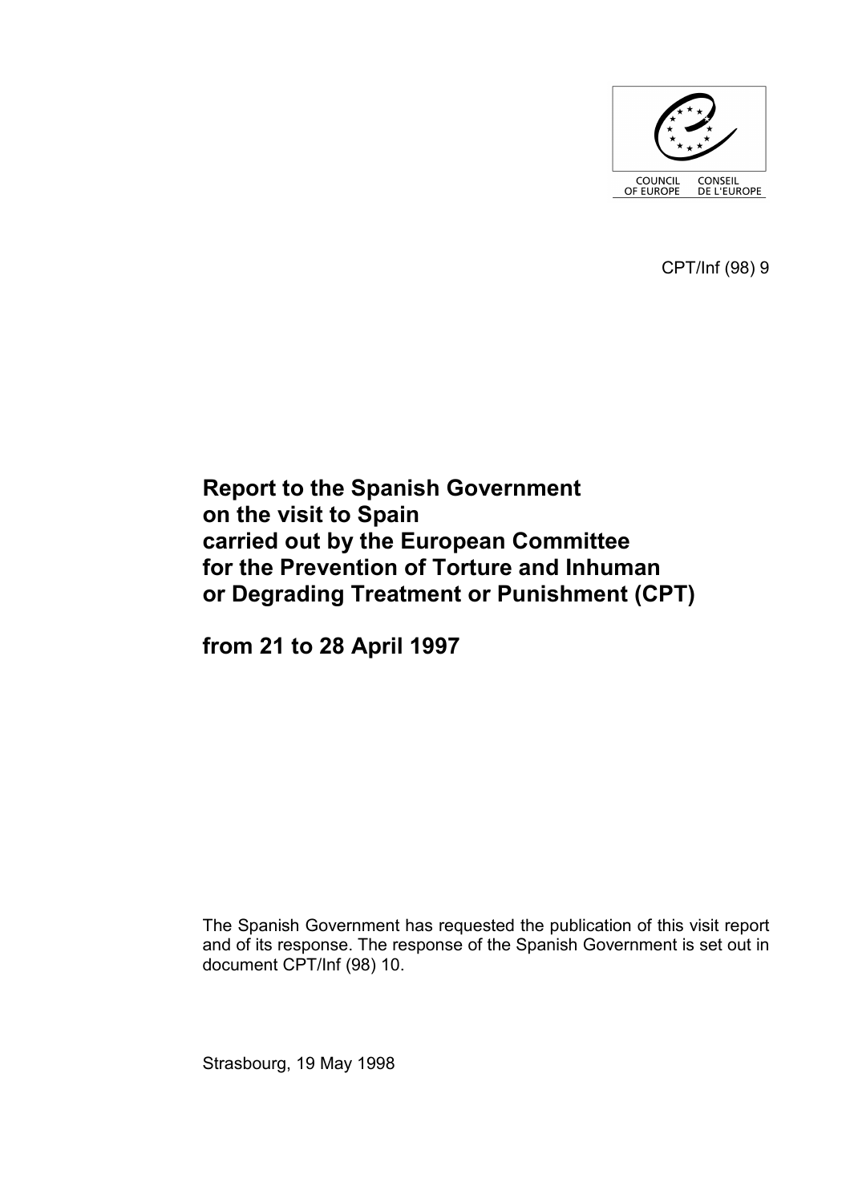COUNCIL OF EUROPE CONSEIL DE L'EUROPE

CPT/Inf (98) 9

# Report to the Spanish Government on the visit to Spain carried out by the European Committee for the Prevention of Torture and Inhuman or Degrading Treatment or Punishment (CPT)

# from 21 to 28 April 1997

The Spanish Government has requested the publication of this visit report and of its response. The response of the Spanish Government is set out in document CPT/Inf (98) 10.

Strasbourg, 19 May 1998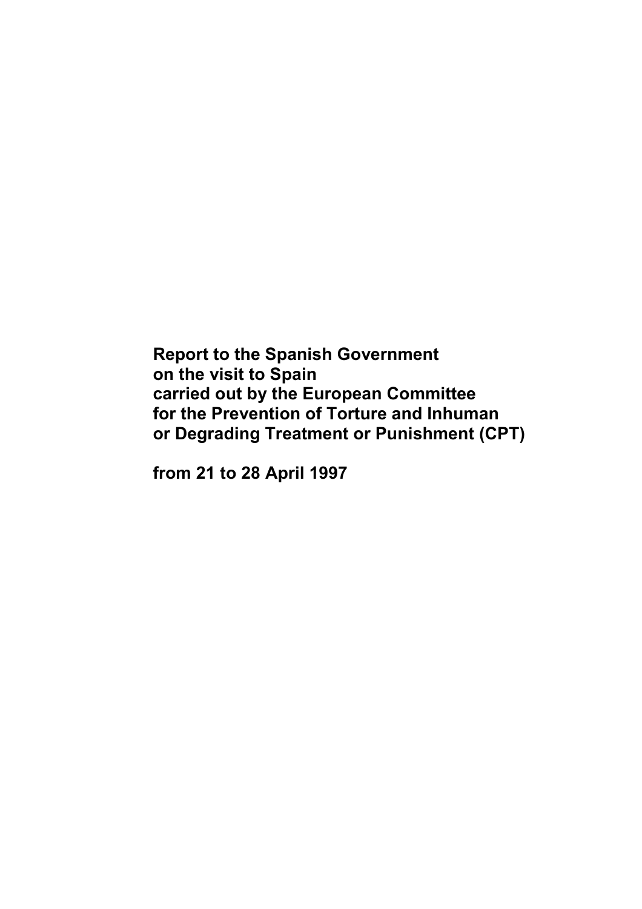**Report to the Spanish Government on the visit to Spain carried out by the European Committee for the Prevention of Torture and Inhuman or Degrading Treatment or Punishment (CPT)**

**from 21 to 28 April 1997**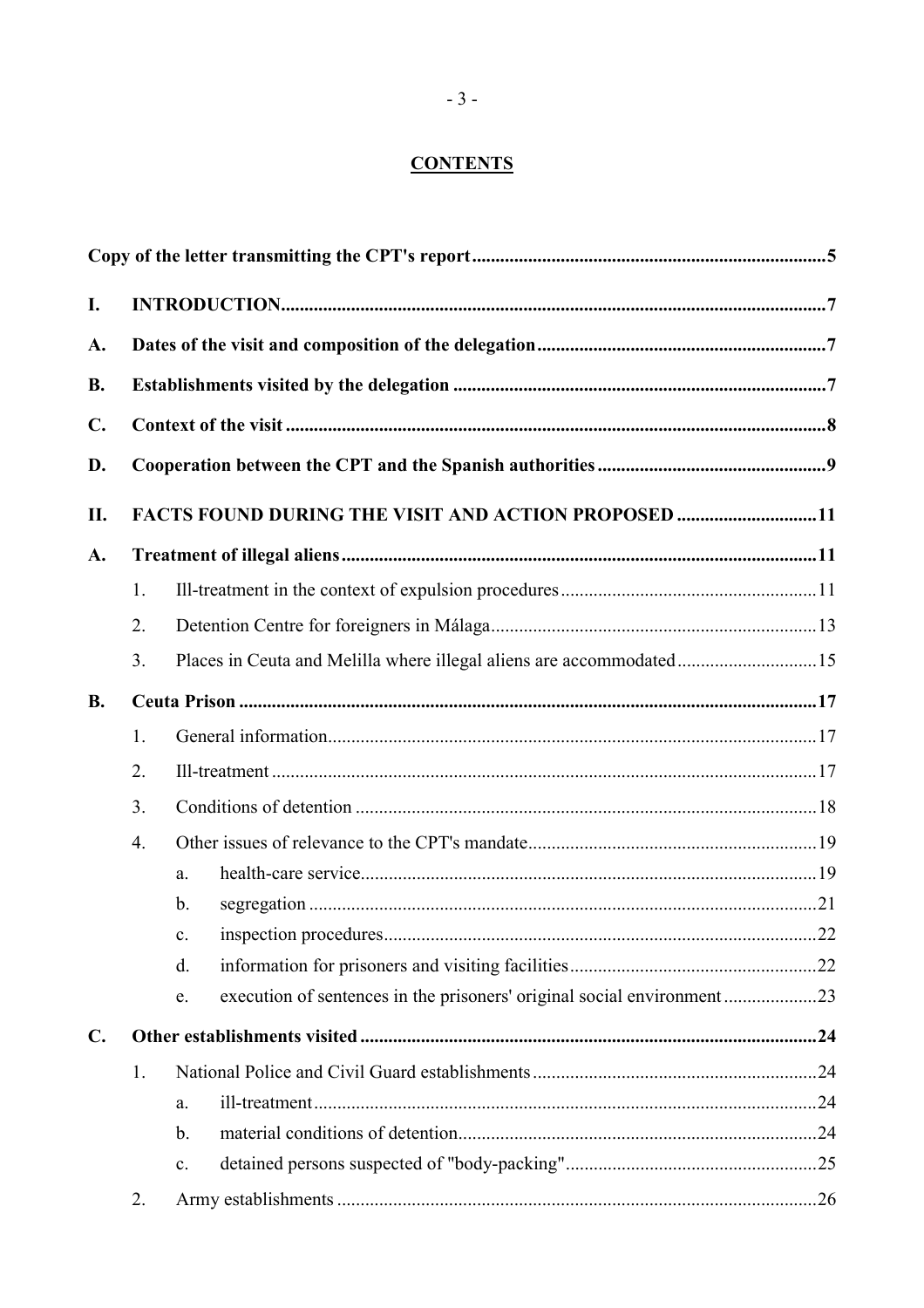## CONTENTS

| | | | | |
|---|---|---|---|---|
| **Copy of the letter transmitting the CPT's report** | | | | **5** |
| **I.** | **INTRODUCTION** | | | **7** |
| **A.** | **Dates of the visit and composition of the delegation** | | | **7** |
| **B.** | **Establishments visited by the delegation** | | | **7** |
| **C.** | **Context of the visit** | | | **8** |
| **D.** | **Cooperation between the CPT and the Spanish authorities** | | | **9** |
| **II.** | **FACTS FOUND DURING THE VISIT AND ACTION PROPOSED** | | | **11** |
| **A.** | **Treatment of illegal aliens** | | | **11** |
| | 1. | Ill-treatment in the context of expulsion procedures | | 11 |
| | 2. | Detention Centre for foreigners in Málaga | | 13 |
| | 3. | Places in Ceuta and Melilla where illegal aliens are accommodated | | 15 |
| **B.** | **Ceuta Prison** | | | **17** |
| | 1. | General information | | 17 |
| | 2. | Ill-treatment | | 17 |
| | 3. | Conditions of detention | | 18 |
| | 4. | Other issues of relevance to the CPT's mandate | | 19 |
| | | a. | health-care service | 19 |
| | | b. | segregation | 21 |
| | | c. | inspection procedures | 22 |
| | | d. | information for prisoners and visiting facilities | 22 |
| | | e. | execution of sentences in the prisoners' original social environment | 23 |
| **C.** | **Other establishments visited** | | | **24** |
| | 1. | National Police and Civil Guard establishments | | 24 |
| | | a. | ill-treatment | 24 |
| | | b. | material conditions of detention | 24 |
| | | c. | detained persons suspected of "body-packing" | 25 |
| | 2. | Army establishments | | 26 |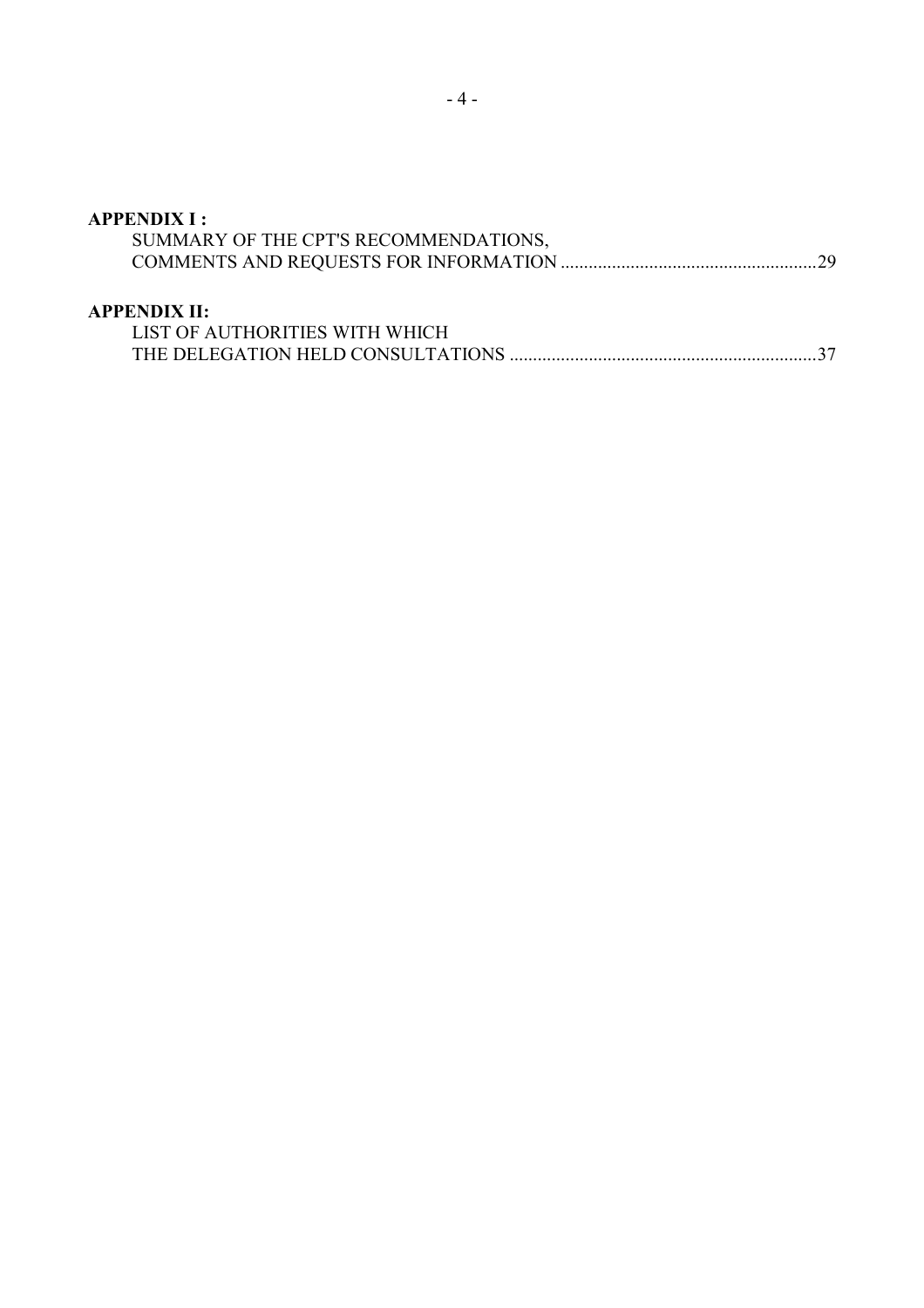**APPENDIX I :**
SUMMARY OF THE CPT'S RECOMMENDATIONS,
COMMENTS AND REQUESTS FOR INFORMATION .......................................................29

**APPENDIX II:**
LIST OF AUTHORITIES WITH WHICH
THE DELEGATION HELD CONSULTATIONS ..................................................................37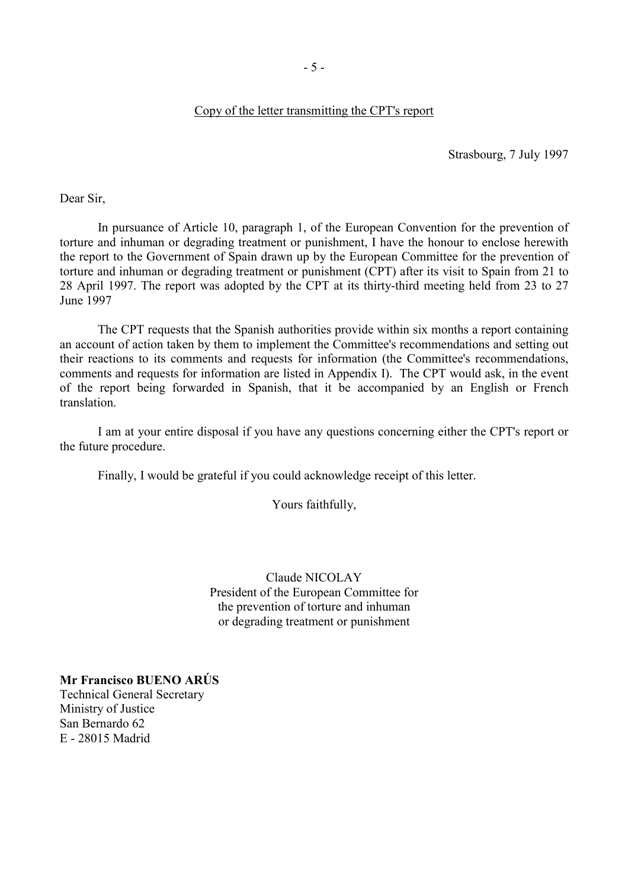Copy of the letter transmitting the CPT's report

Strasbourg, 7 July 1997

Dear Sir,

In pursuance of Article 10, paragraph 1, of the European Convention for the prevention of torture and inhuman or degrading treatment or punishment, I have the honour to enclose herewith the report to the Government of Spain drawn up by the European Committee for the prevention of torture and inhuman or degrading treatment or punishment (CPT) after its visit to Spain from 21 to 28 April 1997. The report was adopted by the CPT at its thirty-third meeting held from 23 to 27 June 1997

The CPT requests that the Spanish authorities provide within six months a report containing an account of action taken by them to implement the Committee's recommendations and setting out their reactions to its comments and requests for information (the Committee's recommendations, comments and requests for information are listed in Appendix I). The CPT would ask, in the event of the report being forwarded in Spanish, that it be accompanied by an English or French translation.

I am at your entire disposal if you have any questions concerning either the CPT's report or the future procedure.

Finally, I would be grateful if you could acknowledge receipt of this letter.

Yours faithfully,

Claude NICOLAY
President of the European Committee for the prevention of torture and inhuman or degrading treatment or punishment

**Mr Francisco BUENO ARÚS**
Technical General Secretary
Ministry of Justice
San Bernardo 62
E - 28015 Madrid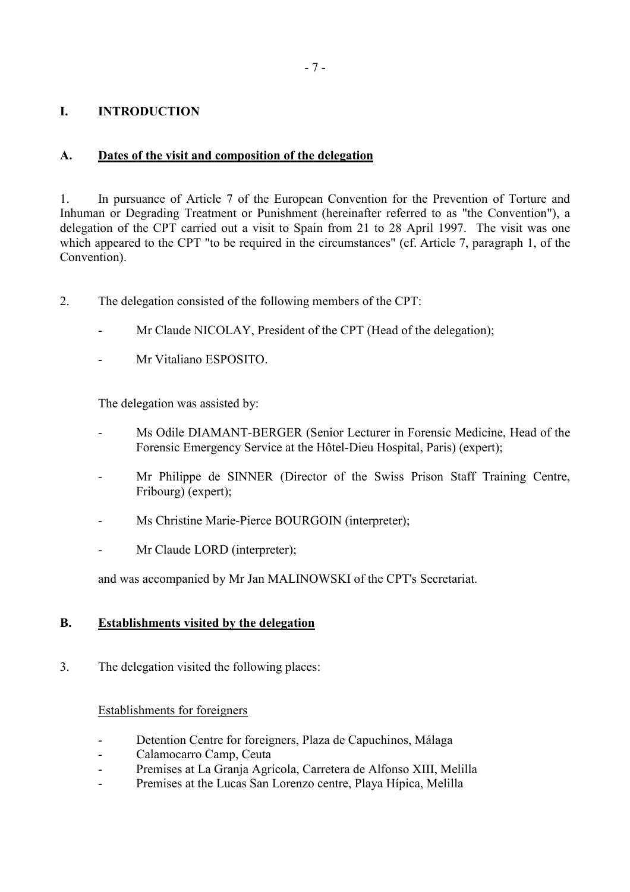# I. INTRODUCTION

## A. Dates of the visit and composition of the delegation

1. In pursuance of Article 7 of the European Convention for the Prevention of Torture and Inhuman or Degrading Treatment or Punishment (hereinafter referred to as "the Convention"), a delegation of the CPT carried out a visit to Spain from 21 to 28 April 1997. The visit was one which appeared to the CPT "to be required in the circumstances" (cf. Article 7, paragraph 1, of the Convention).

2. The delegation consisted of the following members of the CPT:

- Mr Claude NICOLAY, President of the CPT (Head of the delegation);
- Mr Vitaliano ESPOSITO.

The delegation was assisted by:

- Ms Odile DIAMANT-BERGER (Senior Lecturer in Forensic Medicine, Head of the Forensic Emergency Service at the Hôtel-Dieu Hospital, Paris) (expert);
- Mr Philippe de SINNER (Director of the Swiss Prison Staff Training Centre, Fribourg) (expert);
- Ms Christine Marie-Pierce BOURGOIN (interpreter);
- Mr Claude LORD (interpreter);

and was accompanied by Mr Jan MALINOWSKI of the CPT's Secretariat.

## B. Establishments visited by the delegation

3. The delegation visited the following places:

Establishments for foreigners

- Detention Centre for foreigners, Plaza de Capuchinos, Málaga
- Calamocarro Camp, Ceuta
- Premises at La Granja Agrícola, Carretera de Alfonso XIII, Melilla
- Premises at the Lucas San Lorenzo centre, Playa Hípica, Melilla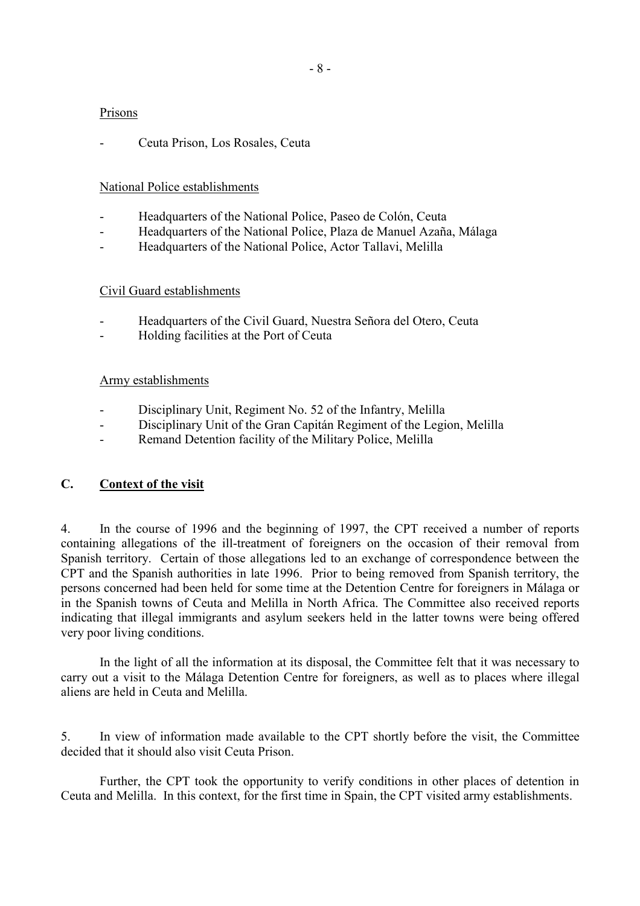Prisons

- Ceuta Prison, Los Rosales, Ceuta

National Police establishments

- Headquarters of the National Police, Paseo de Colón, Ceuta
- Headquarters of the National Police, Plaza de Manuel Azaña, Málaga
- Headquarters of the National Police, Actor Tallavi, Melilla

Civil Guard establishments

- Headquarters of the Civil Guard, Nuestra Señora del Otero, Ceuta
- Holding facilities at the Port of Ceuta

Army establishments

- Disciplinary Unit, Regiment No. 52 of the Infantry, Melilla
- Disciplinary Unit of the Gran Capitán Regiment of the Legion, Melilla
- Remand Detention facility of the Military Police, Melilla

## C. Context of the visit

4. In the course of 1996 and the beginning of 1997, the CPT received a number of reports containing allegations of the ill-treatment of foreigners on the occasion of their removal from Spanish territory. Certain of those allegations led to an exchange of correspondence between the CPT and the Spanish authorities in late 1996. Prior to being removed from Spanish territory, the persons concerned had been held for some time at the Detention Centre for foreigners in Málaga or in the Spanish towns of Ceuta and Melilla in North Africa. The Committee also received reports indicating that illegal immigrants and asylum seekers held in the latter towns were being offered very poor living conditions.

In the light of all the information at its disposal, the Committee felt that it was necessary to carry out a visit to the Málaga Detention Centre for foreigners, as well as to places where illegal aliens are held in Ceuta and Melilla.

5. In view of information made available to the CPT shortly before the visit, the Committee decided that it should also visit Ceuta Prison.

Further, the CPT took the opportunity to verify conditions in other places of detention in Ceuta and Melilla. In this context, for the first time in Spain, the CPT visited army establishments.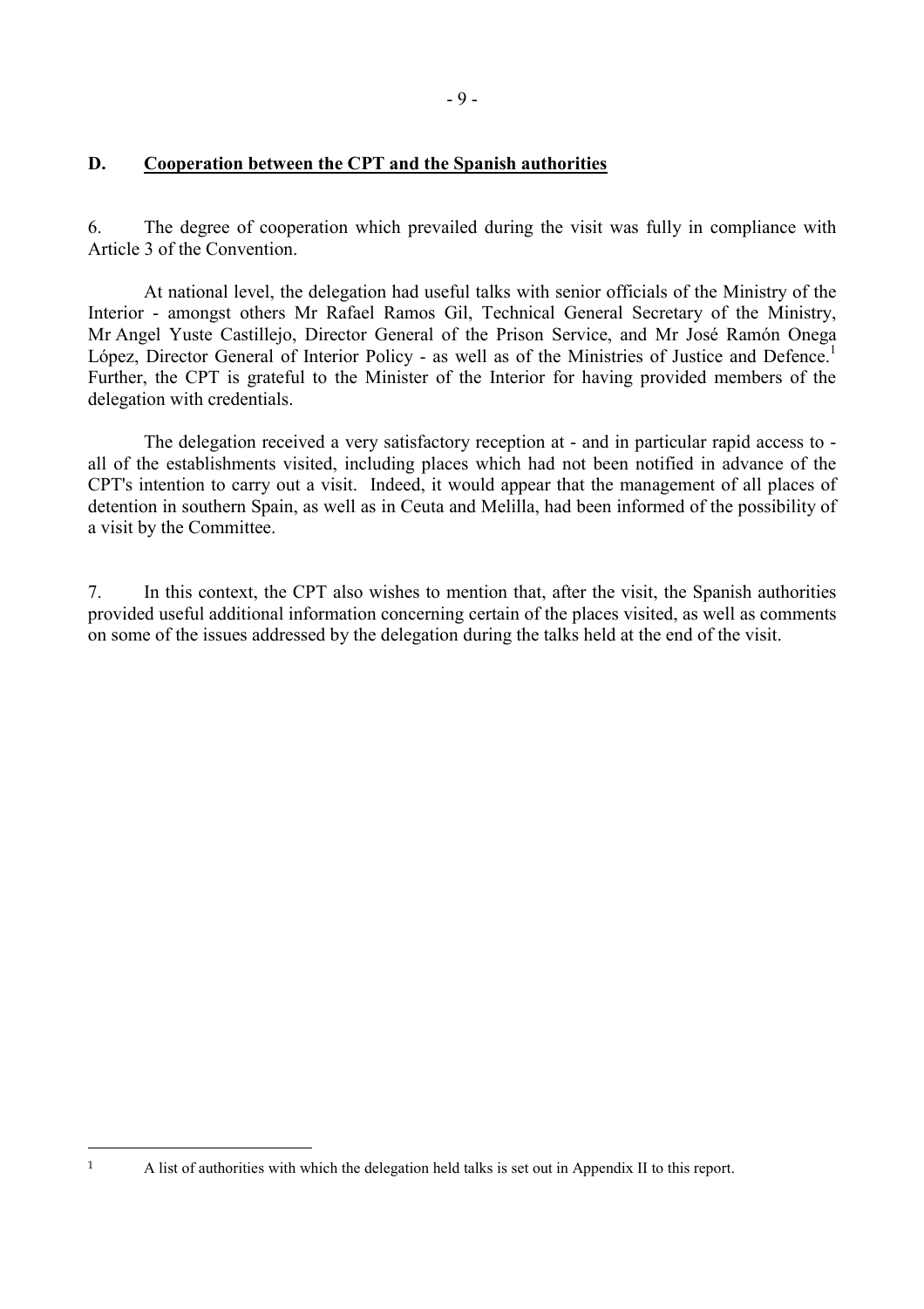## D. Cooperation between the CPT and the Spanish authorities

6. The degree of cooperation which prevailed during the visit was fully in compliance with Article 3 of the Convention.

At national level, the delegation had useful talks with senior officials of the Ministry of the Interior - amongst others Mr Rafael Ramos Gil, Technical General Secretary of the Ministry, Mr Angel Yuste Castillejo, Director General of the Prison Service, and Mr José Ramón Onega López, Director General of Interior Policy - as well as of the Ministries of Justice and Defence.[1] Further, the CPT is grateful to the Minister of the Interior for having provided members of the delegation with credentials.

The delegation received a very satisfactory reception at - and in particular rapid access to - all of the establishments visited, including places which had not been notified in advance of the CPT's intention to carry out a visit. Indeed, it would appear that the management of all places of detention in southern Spain, as well as in Ceuta and Melilla, had been informed of the possibility of a visit by the Committee.

7. In this context, the CPT also wishes to mention that, after the visit, the Spanish authorities provided useful additional information concerning certain of the places visited, as well as comments on some of the issues addressed by the delegation during the talks held at the end of the visit.

---

[1] A list of authorities with which the delegation held talks is set out in Appendix II to this report.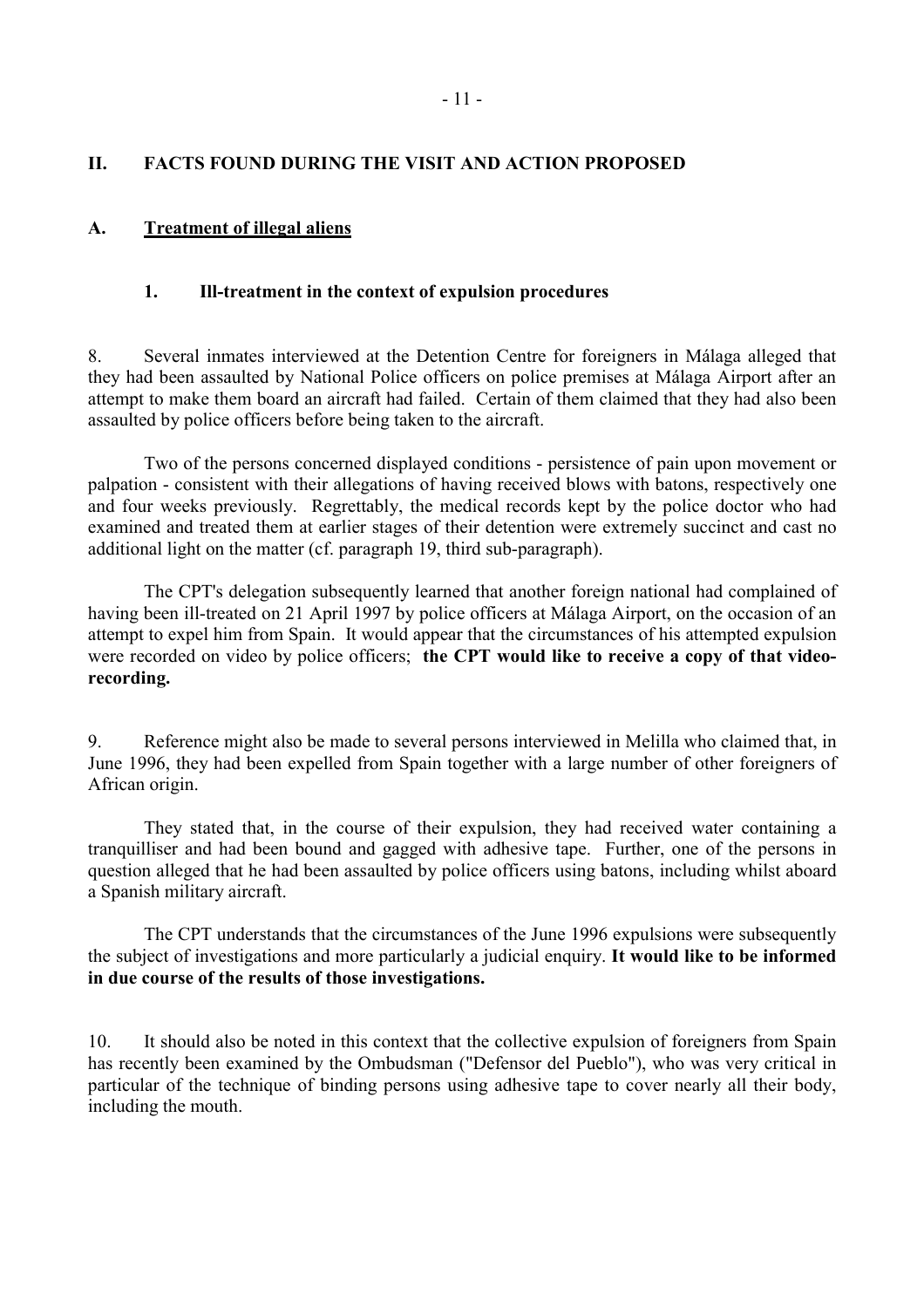## II. FACTS FOUND DURING THE VISIT AND ACTION PROPOSED

### A. Treatment of illegal aliens

#### 1. Ill-treatment in the context of expulsion procedures

8. Several inmates interviewed at the Detention Centre for foreigners in Málaga alleged that they had been assaulted by National Police officers on police premises at Málaga Airport after an attempt to make them board an aircraft had failed. Certain of them claimed that they had also been assaulted by police officers before being taken to the aircraft.

Two of the persons concerned displayed conditions - persistence of pain upon movement or palpation - consistent with their allegations of having received blows with batons, respectively one and four weeks previously. Regrettably, the medical records kept by the police doctor who had examined and treated them at earlier stages of their detention were extremely succinct and cast no additional light on the matter (cf. paragraph 19, third sub-paragraph).

The CPT's delegation subsequently learned that another foreign national had complained of having been ill-treated on 21 April 1997 by police officers at Málaga Airport, on the occasion of an attempt to expel him from Spain. It would appear that the circumstances of his attempted expulsion were recorded on video by police officers; **the CPT would like to receive a copy of that video-recording.**

9. Reference might also be made to several persons interviewed in Melilla who claimed that, in June 1996, they had been expelled from Spain together with a large number of other foreigners of African origin.

They stated that, in the course of their expulsion, they had received water containing a tranquilliser and had been bound and gagged with adhesive tape. Further, one of the persons in question alleged that he had been assaulted by police officers using batons, including whilst aboard a Spanish military aircraft.

The CPT understands that the circumstances of the June 1996 expulsions were subsequently the subject of investigations and more particularly a judicial enquiry. **It would like to be informed in due course of the results of those investigations.**

10. It should also be noted in this context that the collective expulsion of foreigners from Spain has recently been examined by the Ombudsman ("Defensor del Pueblo"), who was very critical in particular of the technique of binding persons using adhesive tape to cover nearly all their body, including the mouth.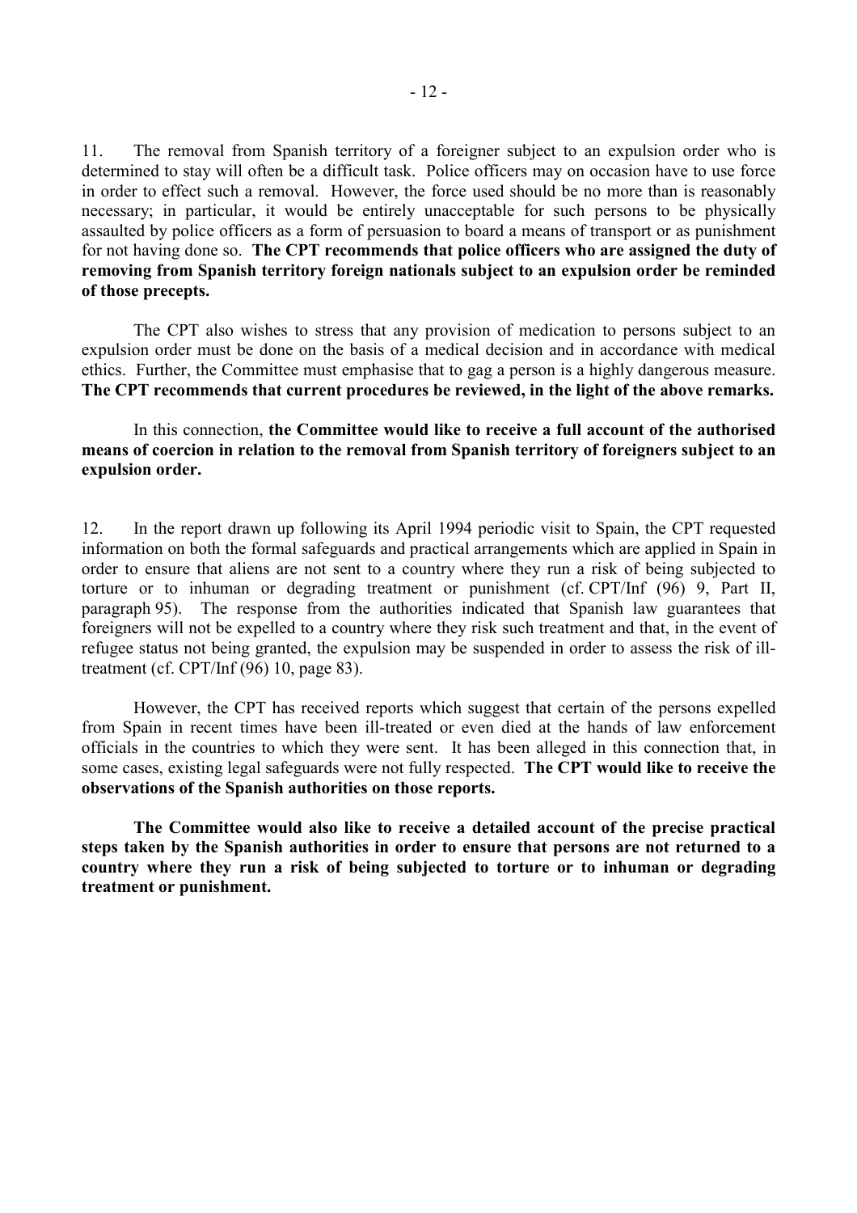11. The removal from Spanish territory of a foreigner subject to an expulsion order who is determined to stay will often be a difficult task. Police officers may on occasion have to use force in order to effect such a removal. However, the force used should be no more than is reasonably necessary; in particular, it would be entirely unacceptable for such persons to be physically assaulted by police officers as a form of persuasion to board a means of transport or as punishment for not having done so. **The CPT recommends that police officers who are assigned the duty of removing from Spanish territory foreign nationals subject to an expulsion order be reminded of those precepts.**

The CPT also wishes to stress that any provision of medication to persons subject to an expulsion order must be done on the basis of a medical decision and in accordance with medical ethics. Further, the Committee must emphasise that to gag a person is a highly dangerous measure. **The CPT recommends that current procedures be reviewed, in the light of the above remarks.**

In this connection, **the Committee would like to receive a full account of the authorised means of coercion in relation to the removal from Spanish territory of foreigners subject to an expulsion order.**

12. In the report drawn up following its April 1994 periodic visit to Spain, the CPT requested information on both the formal safeguards and practical arrangements which are applied in Spain in order to ensure that aliens are not sent to a country where they run a risk of being subjected to torture or to inhuman or degrading treatment or punishment (cf. CPT/Inf (96) 9, Part II, paragraph 95). The response from the authorities indicated that Spanish law guarantees that foreigners will not be expelled to a country where they risk such treatment and that, in the event of refugee status not being granted, the expulsion may be suspended in order to assess the risk of ill-treatment (cf. CPT/Inf (96) 10, page 83).

However, the CPT has received reports which suggest that certain of the persons expelled from Spain in recent times have been ill-treated or even died at the hands of law enforcement officials in the countries to which they were sent. It has been alleged in this connection that, in some cases, existing legal safeguards were not fully respected. **The CPT would like to receive the observations of the Spanish authorities on those reports.**

**The Committee would also like to receive a detailed account of the precise practical steps taken by the Spanish authorities in order to ensure that persons are not returned to a country where they run a risk of being subjected to torture or to inhuman or degrading treatment or punishment.**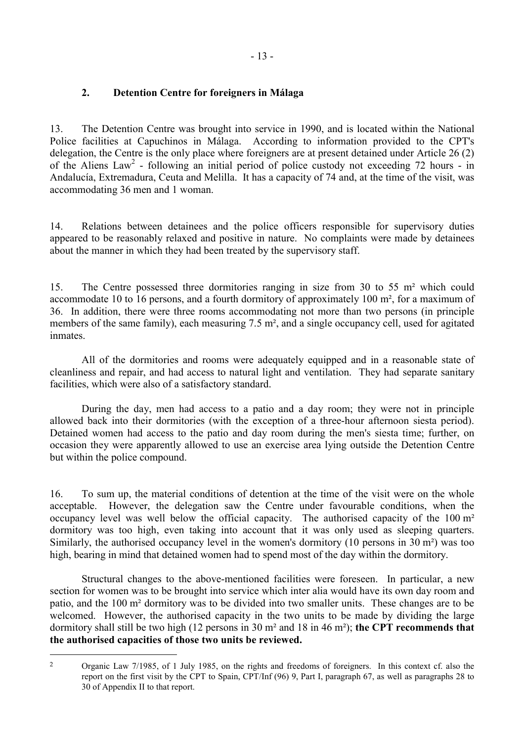## 2. Detention Centre for foreigners in Málaga

13. The Detention Centre was brought into service in 1990, and is located within the National Police facilities at Capuchinos in Málaga. According to information provided to the CPT's delegation, the Centre is the only place where foreigners are at present detained under Article 26 (2) of the Aliens Law[2] - following an initial period of police custody not exceeding 72 hours - in Andalucía, Extremadura, Ceuta and Melilla. It has a capacity of 74 and, at the time of the visit, was accommodating 36 men and 1 woman.

14. Relations between detainees and the police officers responsible for supervisory duties appeared to be reasonably relaxed and positive in nature. No complaints were made by detainees about the manner in which they had been treated by the supervisory staff.

15. The Centre possessed three dormitories ranging in size from 30 to 55 m² which could accommodate 10 to 16 persons, and a fourth dormitory of approximately 100 m², for a maximum of 36. In addition, there were three rooms accommodating not more than two persons (in principle members of the same family), each measuring 7.5 m², and a single occupancy cell, used for agitated inmates.

All of the dormitories and rooms were adequately equipped and in a reasonable state of cleanliness and repair, and had access to natural light and ventilation. They had separate sanitary facilities, which were also of a satisfactory standard.

During the day, men had access to a patio and a day room; they were not in principle allowed back into their dormitories (with the exception of a three-hour afternoon siesta period). Detained women had access to the patio and day room during the men's siesta time; further, on occasion they were apparently allowed to use an exercise area lying outside the Detention Centre but within the police compound.

16. To sum up, the material conditions of detention at the time of the visit were on the whole acceptable. However, the delegation saw the Centre under favourable conditions, when the occupancy level was well below the official capacity. The authorised capacity of the 100 m² dormitory was too high, even taking into account that it was only used as sleeping quarters. Similarly, the authorised occupancy level in the women's dormitory (10 persons in 30 m²) was too high, bearing in mind that detained women had to spend most of the day within the dormitory.

Structural changes to the above-mentioned facilities were foreseen. In particular, a new section for women was to be brought into service which inter alia would have its own day room and patio, and the 100 m² dormitory was to be divided into two smaller units. These changes are to be welcomed. However, the authorised capacity in the two units to be made by dividing the large dormitory shall still be two high (12 persons in 30 m² and 18 in 46 m²); **the CPT recommends that the authorised capacities of those two units be reviewed.**

---

[2] Organic Law 7/1985, of 1 July 1985, on the rights and freedoms of foreigners. In this context cf. also the report on the first visit by the CPT to Spain, CPT/Inf (96) 9, Part I, paragraph 67, as well as paragraphs 28 to 30 of Appendix II to that report.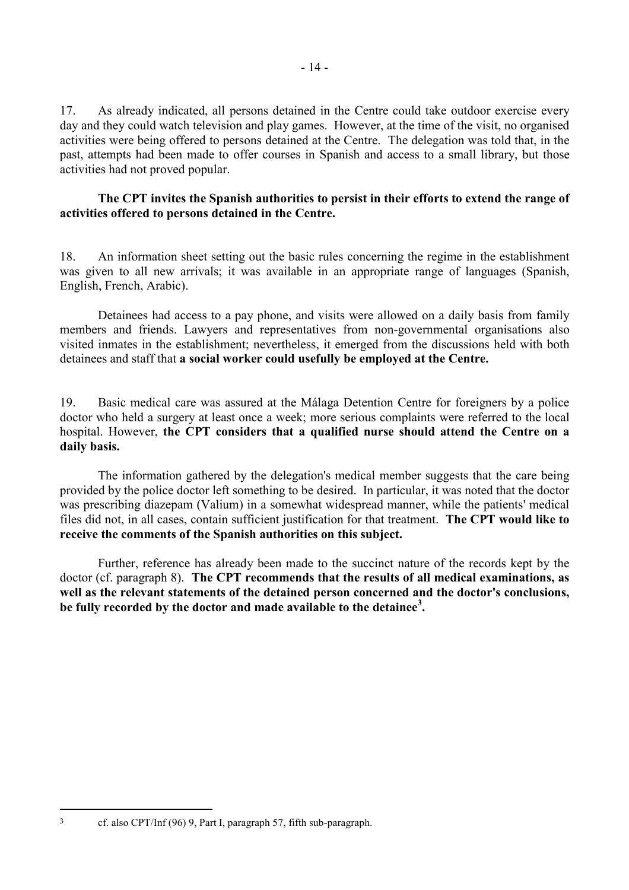17. As already indicated, all persons detained in the Centre could take outdoor exercise every day and they could watch television and play games. However, at the time of the visit, no organised activities were being offered to persons detained at the Centre. The delegation was told that, in the past, attempts had been made to offer courses in Spanish and access to a small library, but those activities had not proved popular.

**The CPT invites the Spanish authorities to persist in their efforts to extend the range of activities offered to persons detained in the Centre.**

18. An information sheet setting out the basic rules concerning the regime in the establishment was given to all new arrivals; it was available in an appropriate range of languages (Spanish, English, French, Arabic).

Detainees had access to a pay phone, and visits were allowed on a daily basis from family members and friends. Lawyers and representatives from non-governmental organisations also visited inmates in the establishment; nevertheless, it emerged from the discussions held with both detainees and staff that **a social worker could usefully be employed at the Centre.**

19. Basic medical care was assured at the Málaga Detention Centre for foreigners by a police doctor who held a surgery at least once a week; more serious complaints were referred to the local hospital. However, **the CPT considers that a qualified nurse should attend the Centre on a daily basis.**

The information gathered by the delegation's medical member suggests that the care being provided by the police doctor left something to be desired. In particular, it was noted that the doctor was prescribing diazepam (Valium) in a somewhat widespread manner, while the patients' medical files did not, in all cases, contain sufficient justification for that treatment. **The CPT would like to receive the comments of the Spanish authorities on this subject.**

Further, reference has already been made to the succinct nature of the records kept by the doctor (cf. paragraph 8). **The CPT recommends that the results of all medical examinations, as well as the relevant statements of the detained person concerned and the doctor's conclusions, be fully recorded by the doctor and made available to the detainee[3].**

---

[3] cf. also CPT/Inf (96) 9, Part I, paragraph 57, fifth sub-paragraph.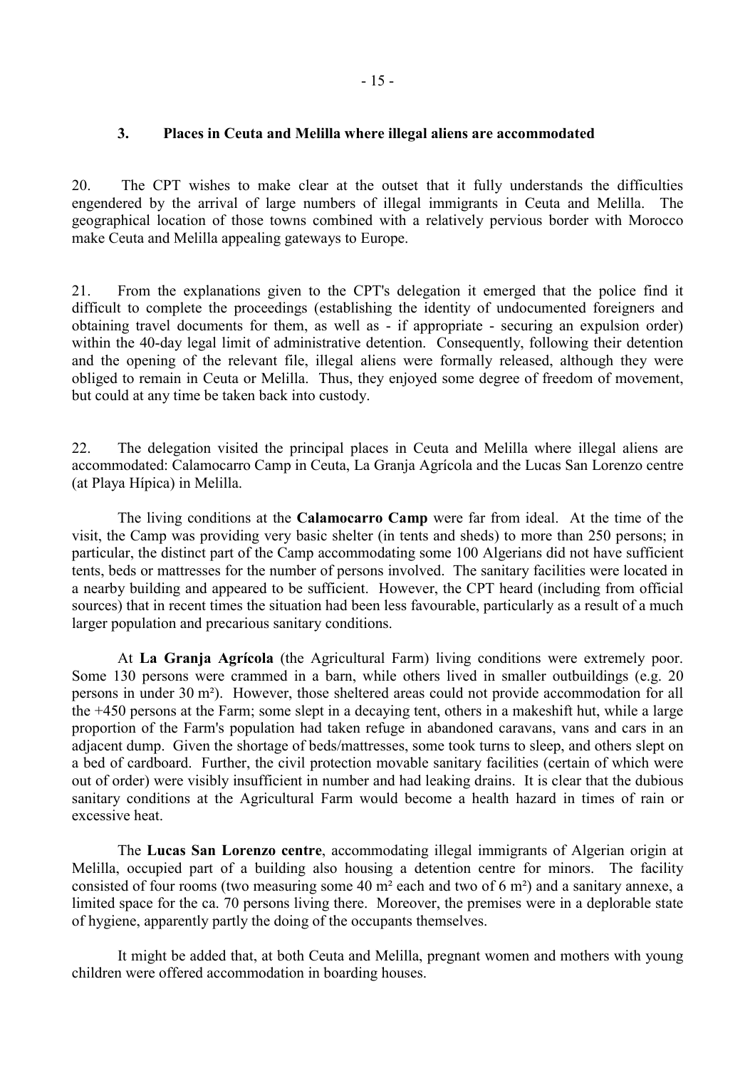### 3. Places in Ceuta and Melilla where illegal aliens are accommodated

20. The CPT wishes to make clear at the outset that it fully understands the difficulties engendered by the arrival of large numbers of illegal immigrants in Ceuta and Melilla. The geographical location of those towns combined with a relatively pervious border with Morocco make Ceuta and Melilla appealing gateways to Europe.

21. From the explanations given to the CPT's delegation it emerged that the police find it difficult to complete the proceedings (establishing the identity of undocumented foreigners and obtaining travel documents for them, as well as - if appropriate - securing an expulsion order) within the 40-day legal limit of administrative detention. Consequently, following their detention and the opening of the relevant file, illegal aliens were formally released, although they were obliged to remain in Ceuta or Melilla. Thus, they enjoyed some degree of freedom of movement, but could at any time be taken back into custody.

22. The delegation visited the principal places in Ceuta and Melilla where illegal aliens are accommodated: Calamocarro Camp in Ceuta, La Granja Agrícola and the Lucas San Lorenzo centre (at Playa Hípica) in Melilla.

The living conditions at the **Calamocarro Camp** were far from ideal. At the time of the visit, the Camp was providing very basic shelter (in tents and sheds) to more than 250 persons; in particular, the distinct part of the Camp accommodating some 100 Algerians did not have sufficient tents, beds or mattresses for the number of persons involved. The sanitary facilities were located in a nearby building and appeared to be sufficient. However, the CPT heard (including from official sources) that in recent times the situation had been less favourable, particularly as a result of a much larger population and precarious sanitary conditions.

At **La Granja Agrícola** (the Agricultural Farm) living conditions were extremely poor. Some 130 persons were crammed in a barn, while others lived in smaller outbuildings (e.g. 20 persons in under 30 m²). However, those sheltered areas could not provide accommodation for all the +450 persons at the Farm; some slept in a decaying tent, others in a makeshift hut, while a large proportion of the Farm's population had taken refuge in abandoned caravans, vans and cars in an adjacent dump. Given the shortage of beds/mattresses, some took turns to sleep, and others slept on a bed of cardboard. Further, the civil protection movable sanitary facilities (certain of which were out of order) were visibly insufficient in number and had leaking drains. It is clear that the dubious sanitary conditions at the Agricultural Farm would become a health hazard in times of rain or excessive heat.

The **Lucas San Lorenzo centre**, accommodating illegal immigrants of Algerian origin at Melilla, occupied part of a building also housing a detention centre for minors. The facility consisted of four rooms (two measuring some 40 m² each and two of 6 m²) and a sanitary annexe, a limited space for the ca. 70 persons living there. Moreover, the premises were in a deplorable state of hygiene, apparently partly the doing of the occupants themselves.

It might be added that, at both Ceuta and Melilla, pregnant women and mothers with young children were offered accommodation in boarding houses.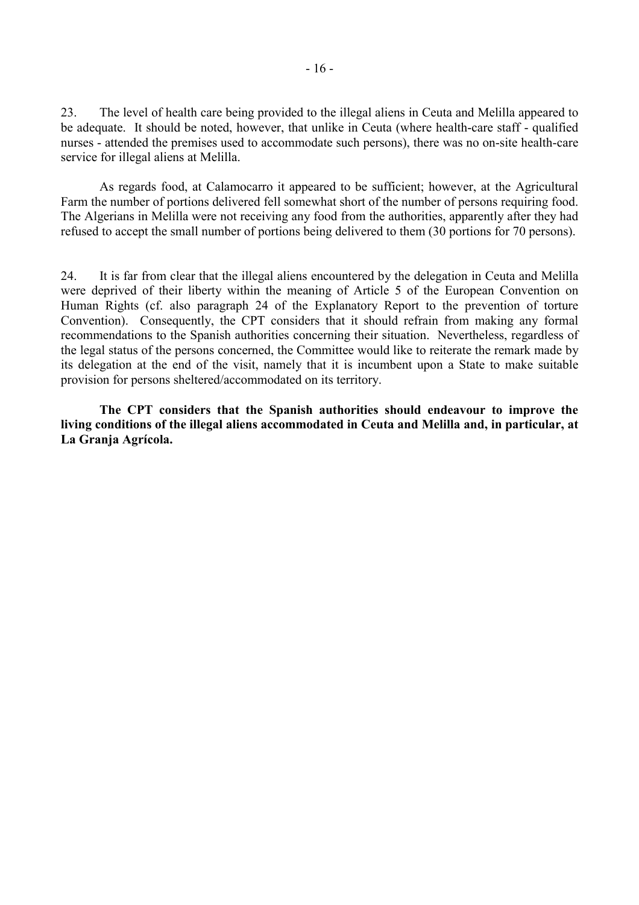23. The level of health care being provided to the illegal aliens in Ceuta and Melilla appeared to be adequate. It should be noted, however, that unlike in Ceuta (where health-care staff - qualified nurses - attended the premises used to accommodate such persons), there was no on-site health-care service for illegal aliens at Melilla.

As regards food, at Calamocarro it appeared to be sufficient; however, at the Agricultural Farm the number of portions delivered fell somewhat short of the number of persons requiring food. The Algerians in Melilla were not receiving any food from the authorities, apparently after they had refused to accept the small number of portions being delivered to them (30 portions for 70 persons).

24. It is far from clear that the illegal aliens encountered by the delegation in Ceuta and Melilla were deprived of their liberty within the meaning of Article 5 of the European Convention on Human Rights (cf. also paragraph 24 of the Explanatory Report to the prevention of torture Convention). Consequently, the CPT considers that it should refrain from making any formal recommendations to the Spanish authorities concerning their situation. Nevertheless, regardless of the legal status of the persons concerned, the Committee would like to reiterate the remark made by its delegation at the end of the visit, namely that it is incumbent upon a State to make suitable provision for persons sheltered/accommodated on its territory.

**The CPT considers that the Spanish authorities should endeavour to improve the living conditions of the illegal aliens accommodated in Ceuta and Melilla and, in particular, at La Granja Agrícola.**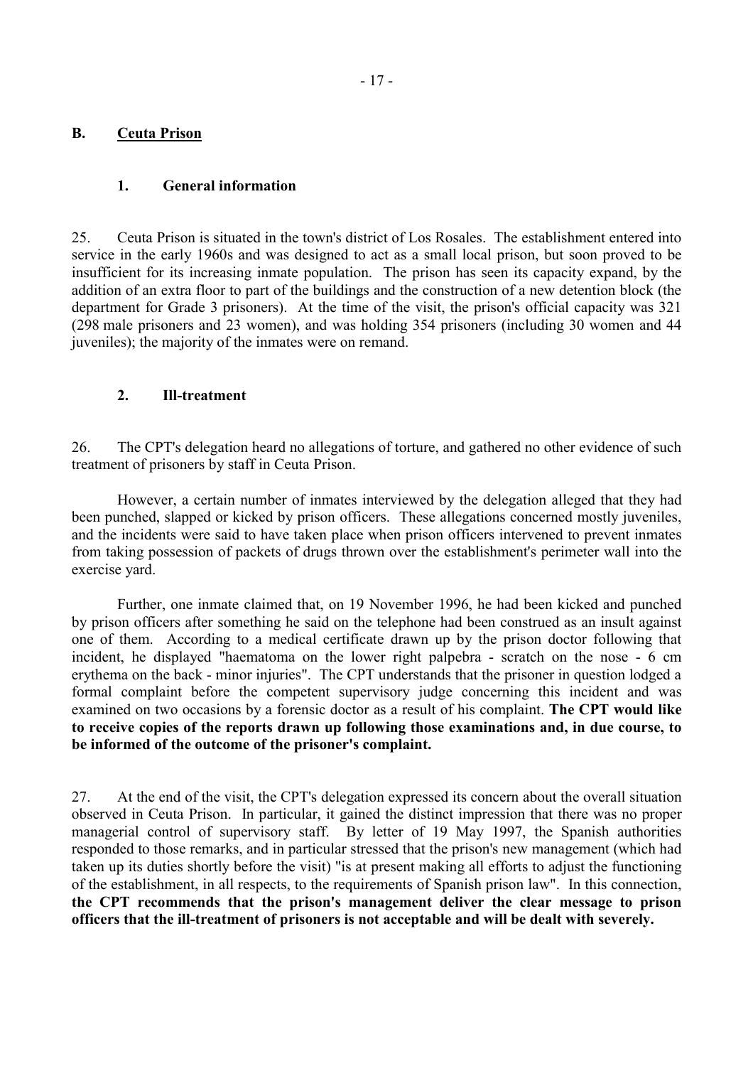## B. Ceuta Prison

### 1. General information

25. Ceuta Prison is situated in the town's district of Los Rosales. The establishment entered into service in the early 1960s and was designed to act as a small local prison, but soon proved to be insufficient for its increasing inmate population. The prison has seen its capacity expand, by the addition of an extra floor to part of the buildings and the construction of a new detention block (the department for Grade 3 prisoners). At the time of the visit, the prison's official capacity was 321 (298 male prisoners and 23 women), and was holding 354 prisoners (including 30 women and 44 juveniles); the majority of the inmates were on remand.

### 2. Ill-treatment

26. The CPT's delegation heard no allegations of torture, and gathered no other evidence of such treatment of prisoners by staff in Ceuta Prison.

However, a certain number of inmates interviewed by the delegation alleged that they had been punched, slapped or kicked by prison officers. These allegations concerned mostly juveniles, and the incidents were said to have taken place when prison officers intervened to prevent inmates from taking possession of packets of drugs thrown over the establishment's perimeter wall into the exercise yard.

Further, one inmate claimed that, on 19 November 1996, he had been kicked and punched by prison officers after something he said on the telephone had been construed as an insult against one of them. According to a medical certificate drawn up by the prison doctor following that incident, he displayed "haematoma on the lower right palpebra - scratch on the nose - 6 cm erythema on the back - minor injuries". The CPT understands that the prisoner in question lodged a formal complaint before the competent supervisory judge concerning this incident and was examined on two occasions by a forensic doctor as a result of his complaint. **The CPT would like to receive copies of the reports drawn up following those examinations and, in due course, to be informed of the outcome of the prisoner's complaint.**

27. At the end of the visit, the CPT's delegation expressed its concern about the overall situation observed in Ceuta Prison. In particular, it gained the distinct impression that there was no proper managerial control of supervisory staff. By letter of 19 May 1997, the Spanish authorities responded to those remarks, and in particular stressed that the prison's new management (which had taken up its duties shortly before the visit) "is at present making all efforts to adjust the functioning of the establishment, in all respects, to the requirements of Spanish prison law". In this connection, **the CPT recommends that the prison's management deliver the clear message to prison officers that the ill-treatment of prisoners is not acceptable and will be dealt with severely.**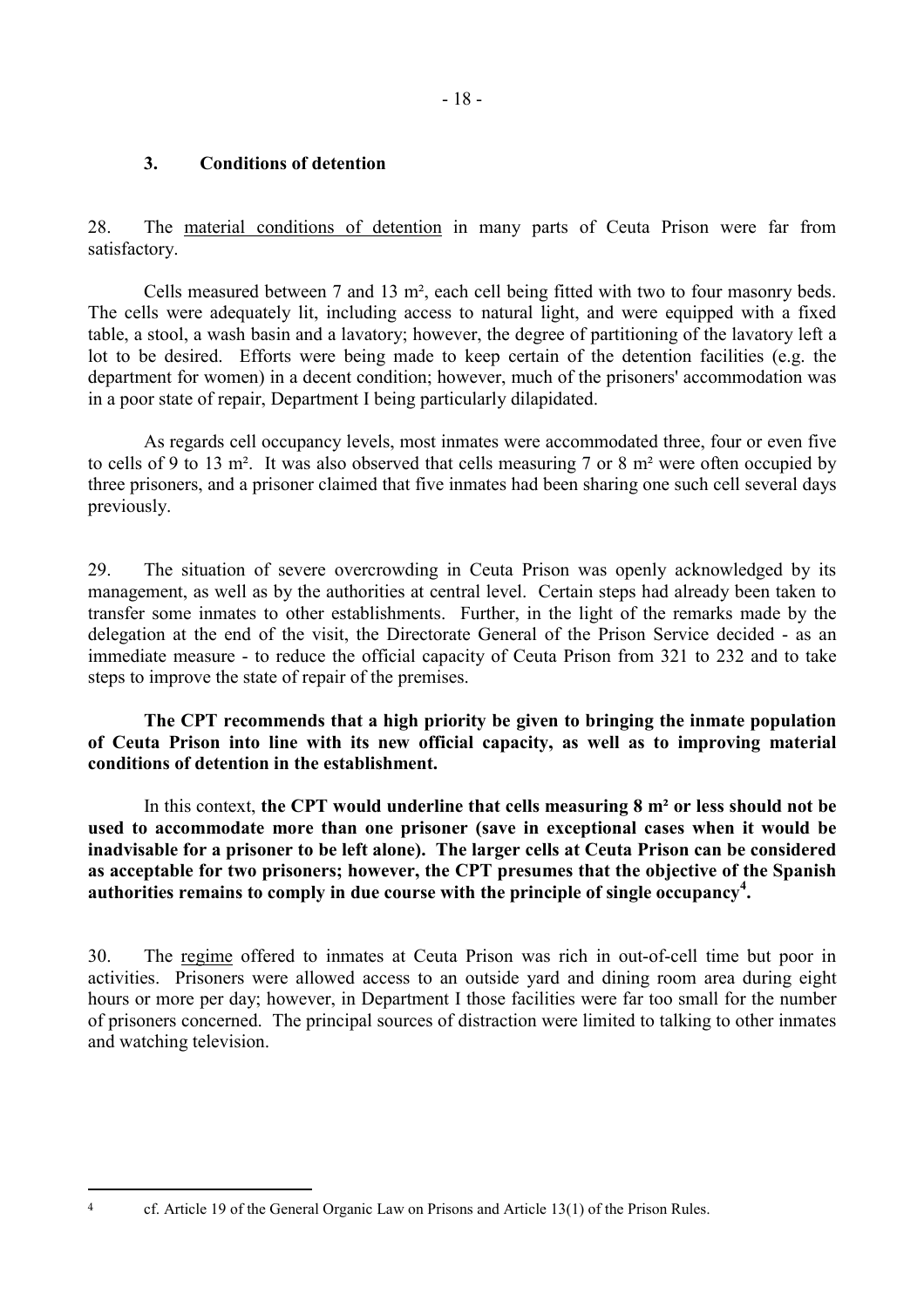### 3. Conditions of detention

28. The material conditions of detention in many parts of Ceuta Prison were far from satisfactory.

Cells measured between 7 and 13 m², each cell being fitted with two to four masonry beds. The cells were adequately lit, including access to natural light, and were equipped with a fixed table, a stool, a wash basin and a lavatory; however, the degree of partitioning of the lavatory left a lot to be desired. Efforts were being made to keep certain of the detention facilities (e.g. the department for women) in a decent condition; however, much of the prisoners' accommodation was in a poor state of repair, Department I being particularly dilapidated.

As regards cell occupancy levels, most inmates were accommodated three, four or even five to cells of 9 to 13 m². It was also observed that cells measuring 7 or 8 m² were often occupied by three prisoners, and a prisoner claimed that five inmates had been sharing one such cell several days previously.

29. The situation of severe overcrowding in Ceuta Prison was openly acknowledged by its management, as well as by the authorities at central level. Certain steps had already been taken to transfer some inmates to other establishments. Further, in the light of the remarks made by the delegation at the end of the visit, the Directorate General of the Prison Service decided - as an immediate measure - to reduce the official capacity of Ceuta Prison from 321 to 232 and to take steps to improve the state of repair of the premises.

**The CPT recommends that a high priority be given to bringing the inmate population of Ceuta Prison into line with its new official capacity, as well as to improving material conditions of detention in the establishment.**

In this context, **the CPT would underline that cells measuring 8 m² or less should not be used to accommodate more than one prisoner (save in exceptional cases when it would be inadvisable for a prisoner to be left alone). The larger cells at Ceuta Prison can be considered as acceptable for two prisoners; however, the CPT presumes that the objective of the Spanish authorities remains to comply in due course with the principle of single occupancy[4].**

30. The regime offered to inmates at Ceuta Prison was rich in out-of-cell time but poor in activities. Prisoners were allowed access to an outside yard and dining room area during eight hours or more per day; however, in Department I those facilities were far too small for the number of prisoners concerned. The principal sources of distraction were limited to talking to other inmates and watching television.

---

[4] cf. Article 19 of the General Organic Law on Prisons and Article 13(1) of the Prison Rules.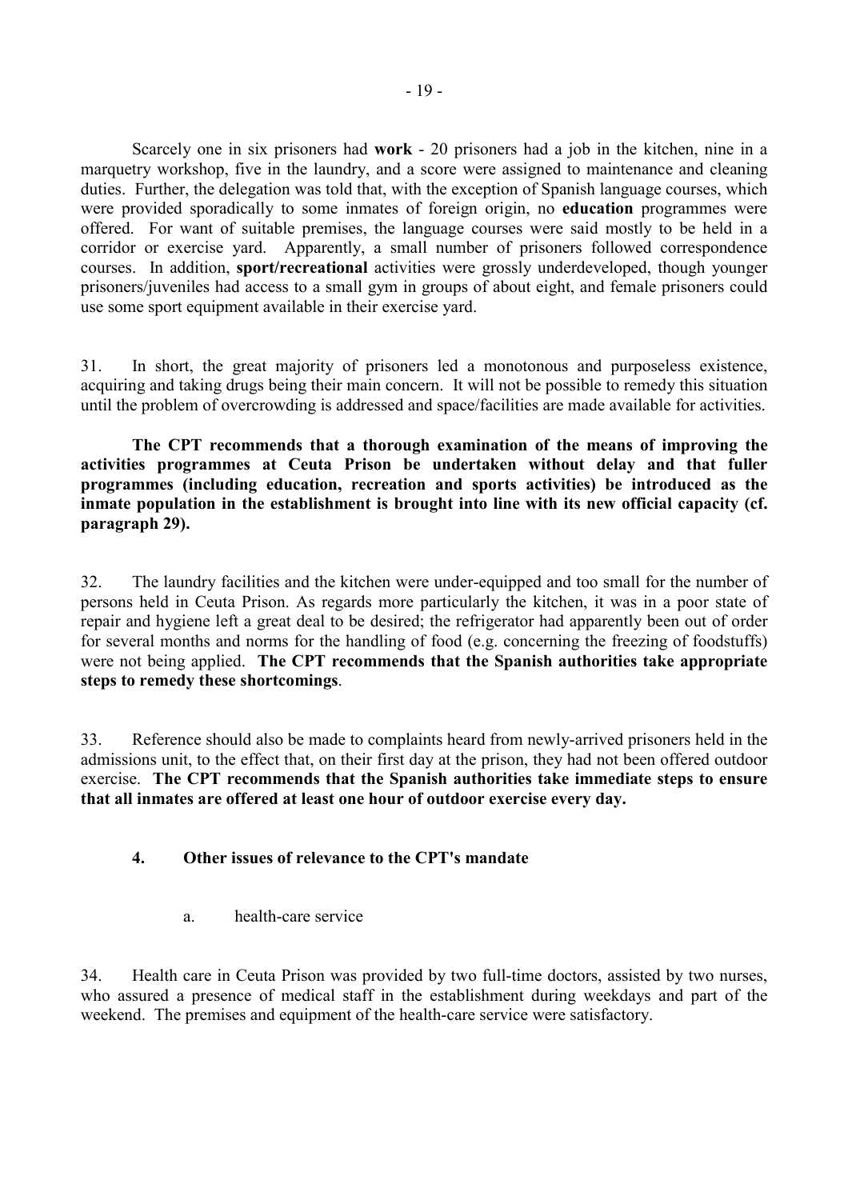Scarcely one in six prisoners had **work** - 20 prisoners had a job in the kitchen, nine in a marquetry workshop, five in the laundry, and a score were assigned to maintenance and cleaning duties. Further, the delegation was told that, with the exception of Spanish language courses, which were provided sporadically to some inmates of foreign origin, no **education** programmes were offered. For want of suitable premises, the language courses were said mostly to be held in a corridor or exercise yard. Apparently, a small number of prisoners followed correspondence courses. In addition, **sport/recreational** activities were grossly underdeveloped, though younger prisoners/juveniles had access to a small gym in groups of about eight, and female prisoners could use some sport equipment available in their exercise yard.

31. In short, the great majority of prisoners led a monotonous and purposeless existence, acquiring and taking drugs being their main concern. It will not be possible to remedy this situation until the problem of overcrowding is addressed and space/facilities are made available for activities.

**The CPT recommends that a thorough examination of the means of improving the activities programmes at Ceuta Prison be undertaken without delay and that fuller programmes (including education, recreation and sports activities) be introduced as the inmate population in the establishment is brought into line with its new official capacity (cf. paragraph 29).**

32. The laundry facilities and the kitchen were under-equipped and too small for the number of persons held in Ceuta Prison. As regards more particularly the kitchen, it was in a poor state of repair and hygiene left a great deal to be desired; the refrigerator had apparently been out of order for several months and norms for the handling of food (e.g. concerning the freezing of foodstuffs) were not being applied. **The CPT recommends that the Spanish authorities take appropriate steps to remedy these shortcomings**.

33. Reference should also be made to complaints heard from newly-arrived prisoners held in the admissions unit, to the effect that, on their first day at the prison, they had not been offered outdoor exercise. **The CPT recommends that the Spanish authorities take immediate steps to ensure that all inmates are offered at least one hour of outdoor exercise every day.**

### 4. Other issues of relevance to the CPT's mandate

#### a. health-care service

34. Health care in Ceuta Prison was provided by two full-time doctors, assisted by two nurses, who assured a presence of medical staff in the establishment during weekdays and part of the weekend. The premises and equipment of the health-care service were satisfactory.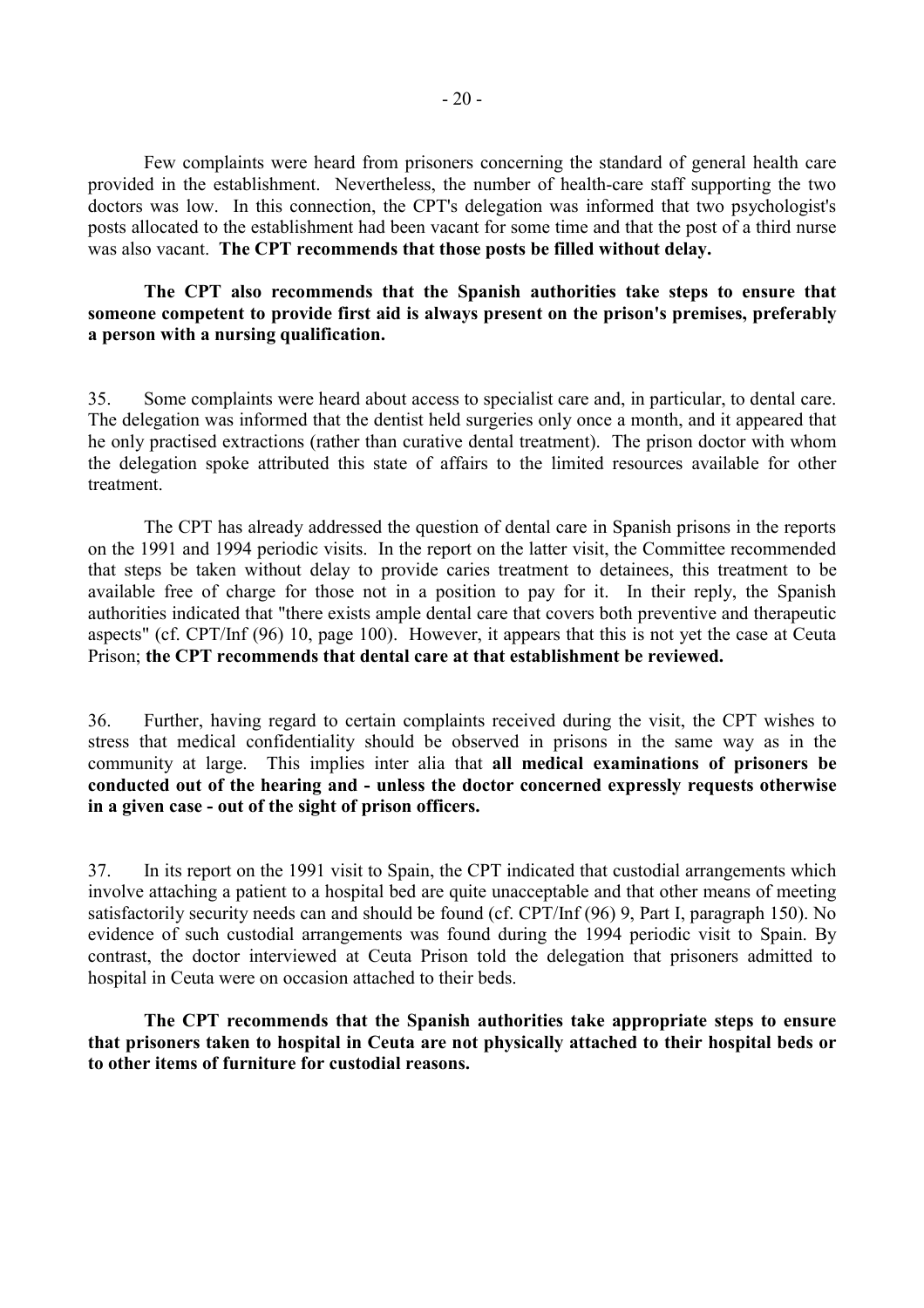Few complaints were heard from prisoners concerning the standard of general health care provided in the establishment. Nevertheless, the number of health-care staff supporting the two doctors was low. In this connection, the CPT's delegation was informed that two psychologist's posts allocated to the establishment had been vacant for some time and that the post of a third nurse was also vacant. **The CPT recommends that those posts be filled without delay.**

**The CPT also recommends that the Spanish authorities take steps to ensure that someone competent to provide first aid is always present on the prison's premises, preferably a person with a nursing qualification.**

35. Some complaints were heard about access to specialist care and, in particular, to dental care. The delegation was informed that the dentist held surgeries only once a month, and it appeared that he only practised extractions (rather than curative dental treatment). The prison doctor with whom the delegation spoke attributed this state of affairs to the limited resources available for other treatment.

The CPT has already addressed the question of dental care in Spanish prisons in the reports on the 1991 and 1994 periodic visits. In the report on the latter visit, the Committee recommended that steps be taken without delay to provide caries treatment to detainees, this treatment to be available free of charge for those not in a position to pay for it. In their reply, the Spanish authorities indicated that "there exists ample dental care that covers both preventive and therapeutic aspects" (cf. CPT/Inf (96) 10, page 100). However, it appears that this is not yet the case at Ceuta Prison; **the CPT recommends that dental care at that establishment be reviewed.**

36. Further, having regard to certain complaints received during the visit, the CPT wishes to stress that medical confidentiality should be observed in prisons in the same way as in the community at large. This implies inter alia that **all medical examinations of prisoners be conducted out of the hearing and - unless the doctor concerned expressly requests otherwise in a given case - out of the sight of prison officers.**

37. In its report on the 1991 visit to Spain, the CPT indicated that custodial arrangements which involve attaching a patient to a hospital bed are quite unacceptable and that other means of meeting satisfactorily security needs can and should be found (cf. CPT/Inf (96) 9, Part I, paragraph 150). No evidence of such custodial arrangements was found during the 1994 periodic visit to Spain. By contrast, the doctor interviewed at Ceuta Prison told the delegation that prisoners admitted to hospital in Ceuta were on occasion attached to their beds.

**The CPT recommends that the Spanish authorities take appropriate steps to ensure that prisoners taken to hospital in Ceuta are not physically attached to their hospital beds or to other items of furniture for custodial reasons.**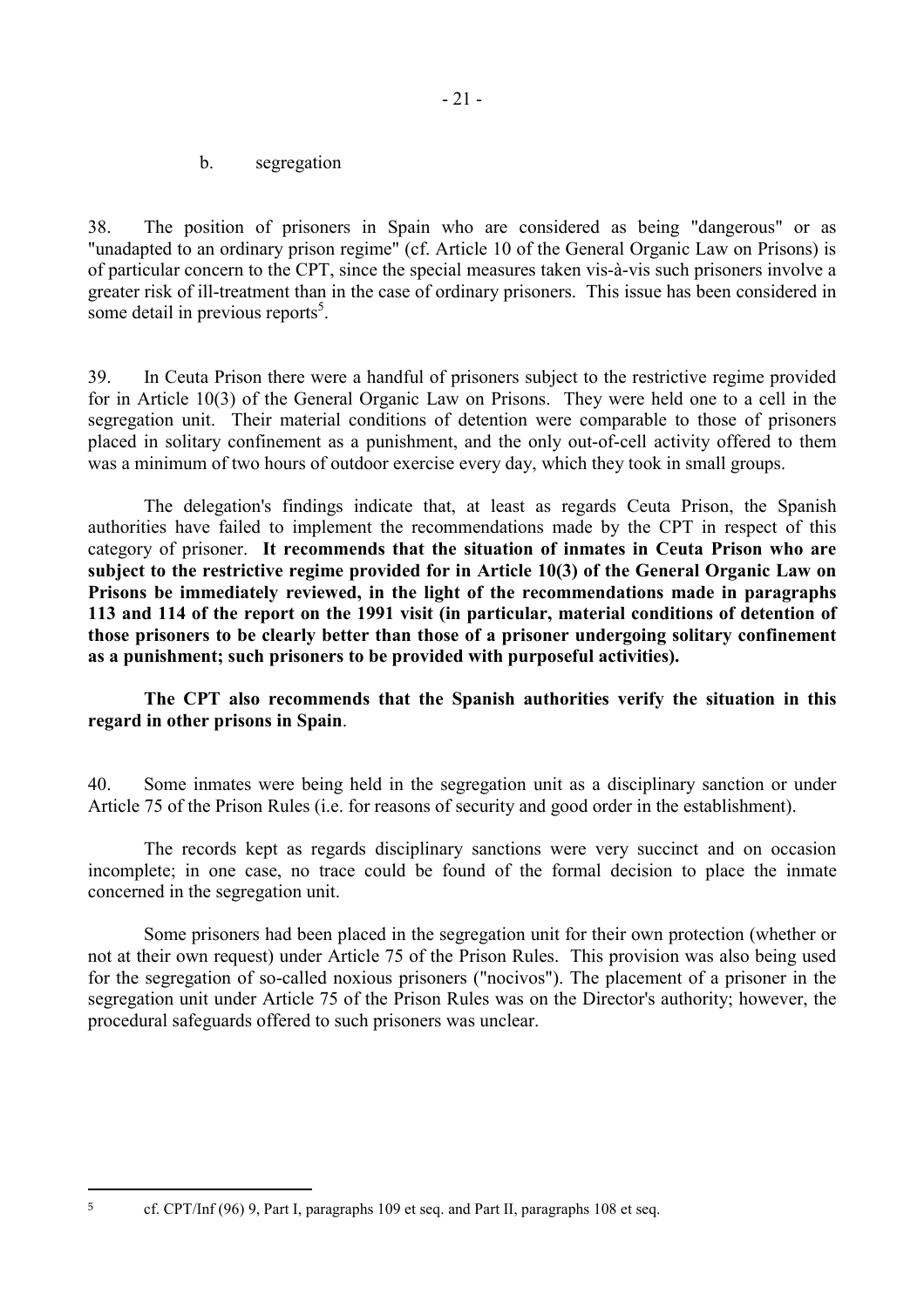### b. segregation

38. The position of prisoners in Spain who are considered as being "dangerous" or as "unadapted to an ordinary prison regime" (cf. Article 10 of the General Organic Law on Prisons) is of particular concern to the CPT, since the special measures taken vis-à-vis such prisoners involve a greater risk of ill-treatment than in the case of ordinary prisoners. This issue has been considered in some detail in previous reports[5].

39. In Ceuta Prison there were a handful of prisoners subject to the restrictive regime provided for in Article 10(3) of the General Organic Law on Prisons. They were held one to a cell in the segregation unit. Their material conditions of detention were comparable to those of prisoners placed in solitary confinement as a punishment, and the only out-of-cell activity offered to them was a minimum of two hours of outdoor exercise every day, which they took in small groups.

The delegation's findings indicate that, at least as regards Ceuta Prison, the Spanish authorities have failed to implement the recommendations made by the CPT in respect of this category of prisoner. **It recommends that the situation of inmates in Ceuta Prison who are subject to the restrictive regime provided for in Article 10(3) of the General Organic Law on Prisons be immediately reviewed, in the light of the recommendations made in paragraphs 113 and 114 of the report on the 1991 visit (in particular, material conditions of detention of those prisoners to be clearly better than those of a prisoner undergoing solitary confinement as a punishment; such prisoners to be provided with purposeful activities).**

**The CPT also recommends that the Spanish authorities verify the situation in this regard in other prisons in Spain**.

40. Some inmates were being held in the segregation unit as a disciplinary sanction or under Article 75 of the Prison Rules (i.e. for reasons of security and good order in the establishment).

The records kept as regards disciplinary sanctions were very succinct and on occasion incomplete; in one case, no trace could be found of the formal decision to place the inmate concerned in the segregation unit.

Some prisoners had been placed in the segregation unit for their own protection (whether or not at their own request) under Article 75 of the Prison Rules. This provision was also being used for the segregation of so-called noxious prisoners ("nocivos"). The placement of a prisoner in the segregation unit under Article 75 of the Prison Rules was on the Director's authority; however, the procedural safeguards offered to such prisoners was unclear.

---

[5] cf. CPT/Inf (96) 9, Part I, paragraphs 109 et seq. and Part II, paragraphs 108 et seq.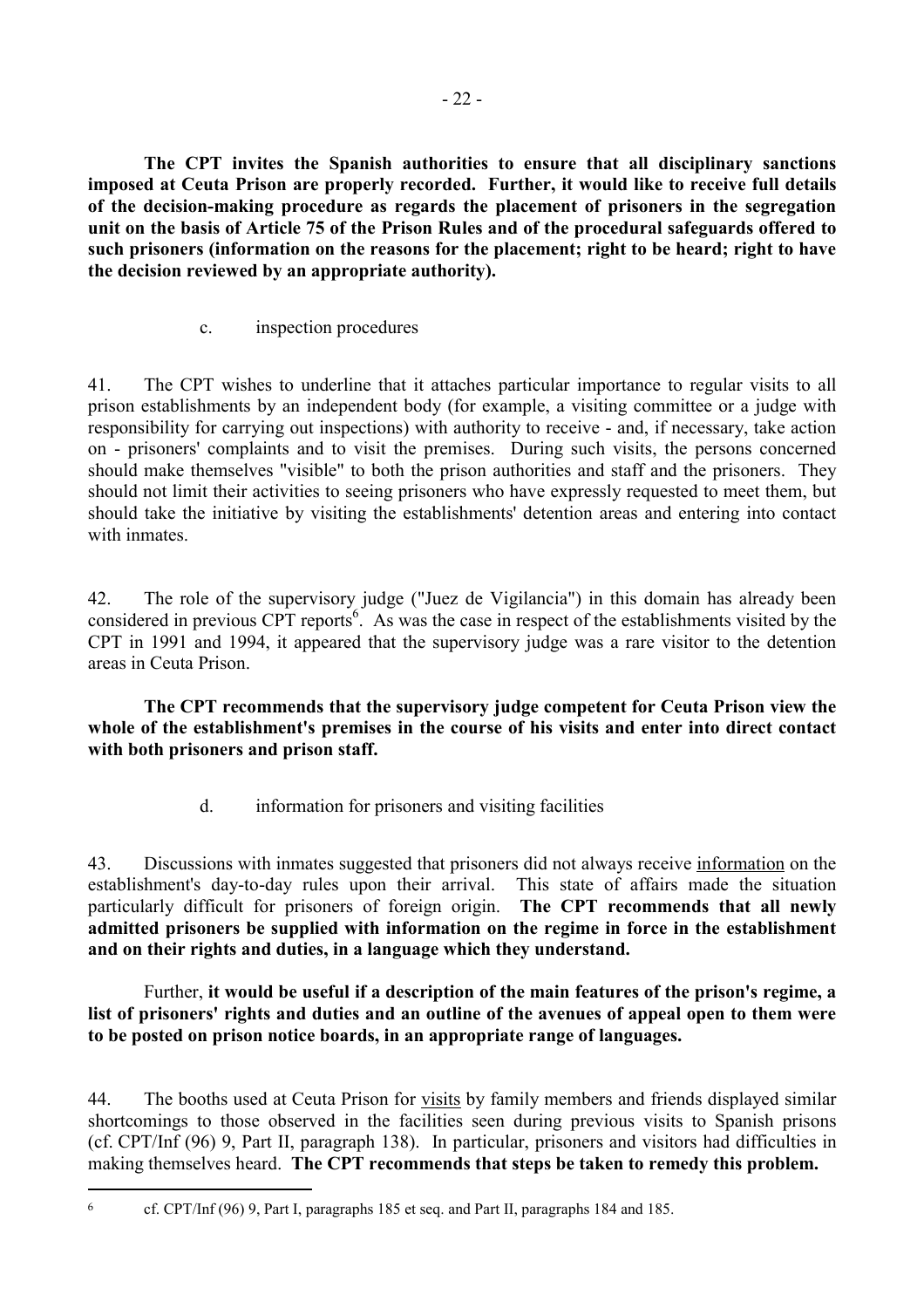**The CPT invites the Spanish authorities to ensure that all disciplinary sanctions imposed at Ceuta Prison are properly recorded. Further, it would like to receive full details of the decision-making procedure as regards the placement of prisoners in the segregation unit on the basis of Article 75 of the Prison Rules and of the procedural safeguards offered to such prisoners (information on the reasons for the placement; right to be heard; right to have the decision reviewed by an appropriate authority).**

c. inspection procedures

41. The CPT wishes to underline that it attaches particular importance to regular visits to all prison establishments by an independent body (for example, a visiting committee or a judge with responsibility for carrying out inspections) with authority to receive - and, if necessary, take action on - prisoners' complaints and to visit the premises. During such visits, the persons concerned should make themselves "visible" to both the prison authorities and staff and the prisoners. They should not limit their activities to seeing prisoners who have expressly requested to meet them, but should take the initiative by visiting the establishments' detention areas and entering into contact with inmates.

42. The role of the supervisory judge ("Juez de Vigilancia") in this domain has already been considered in previous CPT reports[6]. As was the case in respect of the establishments visited by the CPT in 1991 and 1994, it appeared that the supervisory judge was a rare visitor to the detention areas in Ceuta Prison.

**The CPT recommends that the supervisory judge competent for Ceuta Prison view the whole of the establishment's premises in the course of his visits and enter into direct contact with both prisoners and prison staff.**

d. information for prisoners and visiting facilities

43. Discussions with inmates suggested that prisoners did not always receive information on the establishment's day-to-day rules upon their arrival. This state of affairs made the situation particularly difficult for prisoners of foreign origin. **The CPT recommends that all newly admitted prisoners be supplied with information on the regime in force in the establishment and on their rights and duties, in a language which they understand.**

Further, **it would be useful if a description of the main features of the prison's regime, a list of prisoners' rights and duties and an outline of the avenues of appeal open to them were to be posted on prison notice boards, in an appropriate range of languages.**

44. The booths used at Ceuta Prison for visits by family members and friends displayed similar shortcomings to those observed in the facilities seen during previous visits to Spanish prisons (cf. CPT/Inf (96) 9, Part II, paragraph 138). In particular, prisoners and visitors had difficulties in making themselves heard. **The CPT recommends that steps be taken to remedy this problem.**

---

[6] cf. CPT/Inf (96) 9, Part I, paragraphs 185 et seq. and Part II, paragraphs 184 and 185.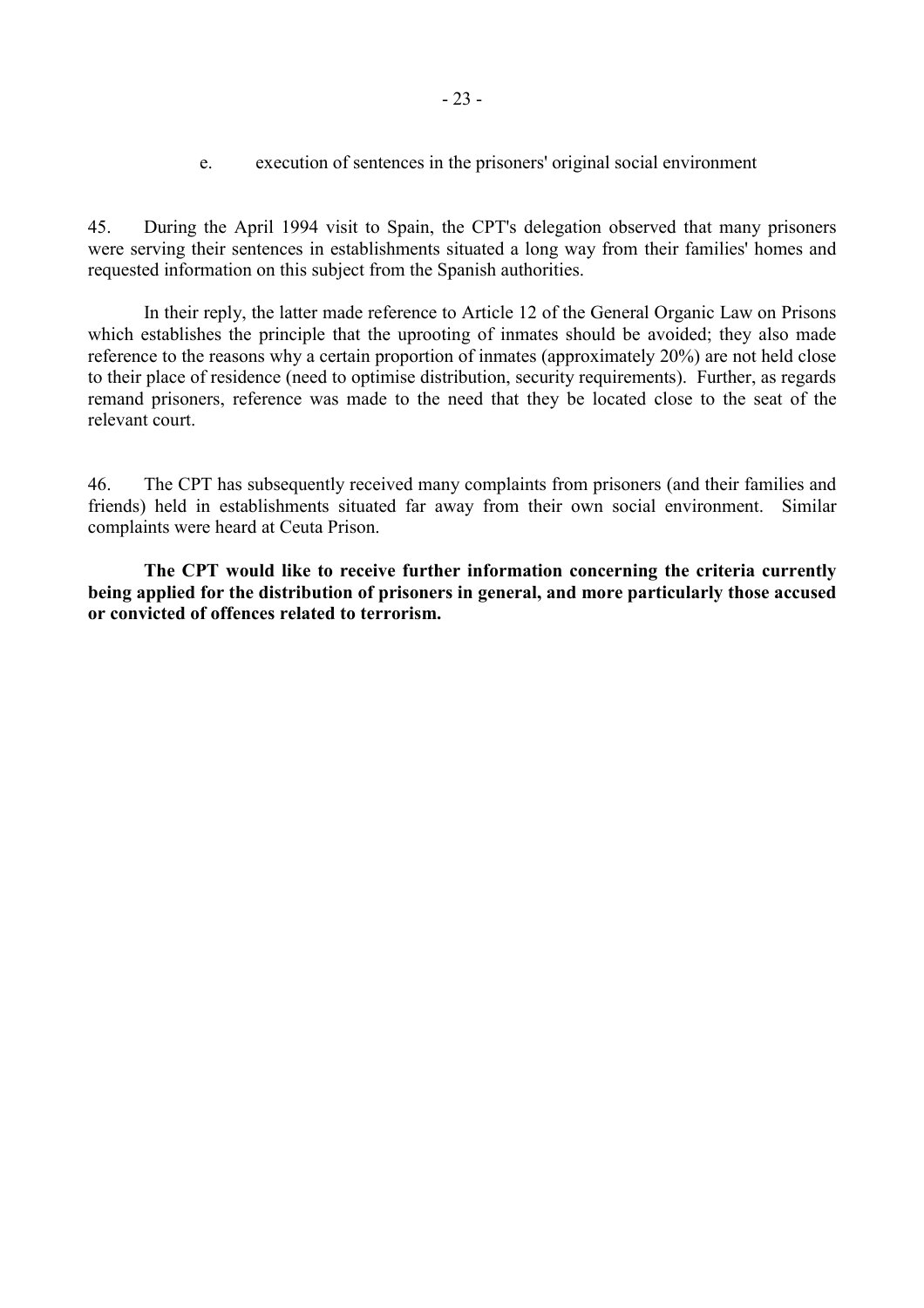### e. execution of sentences in the prisoners' original social environment

45. During the April 1994 visit to Spain, the CPT's delegation observed that many prisoners were serving their sentences in establishments situated a long way from their families' homes and requested information on this subject from the Spanish authorities.

In their reply, the latter made reference to Article 12 of the General Organic Law on Prisons which establishes the principle that the uprooting of inmates should be avoided; they also made reference to the reasons why a certain proportion of inmates (approximately 20%) are not held close to their place of residence (need to optimise distribution, security requirements). Further, as regards remand prisoners, reference was made to the need that they be located close to the seat of the relevant court.

46. The CPT has subsequently received many complaints from prisoners (and their families and friends) held in establishments situated far away from their own social environment. Similar complaints were heard at Ceuta Prison.

**The CPT would like to receive further information concerning the criteria currently being applied for the distribution of prisoners in general, and more particularly those accused or convicted of offences related to terrorism.**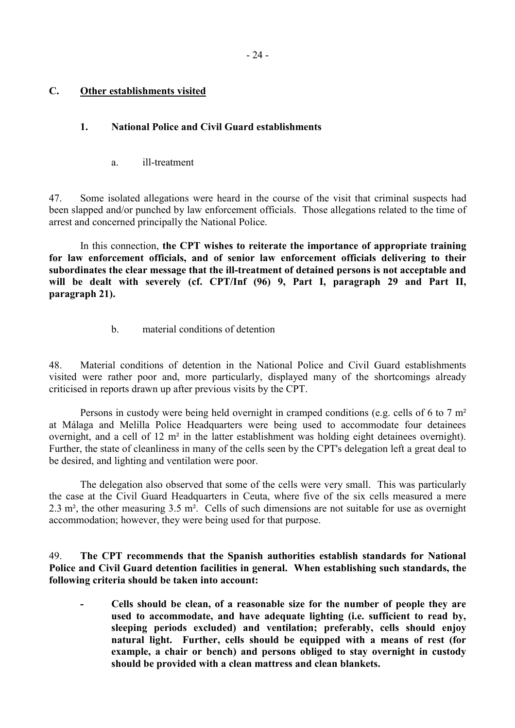## C. Other establishments visited

### 1. National Police and Civil Guard establishments

#### a. ill-treatment

47. Some isolated allegations were heard in the course of the visit that criminal suspects had been slapped and/or punched by law enforcement officials. Those allegations related to the time of arrest and concerned principally the National Police.

In this connection, **the CPT wishes to reiterate the importance of appropriate training for law enforcement officials, and of senior law enforcement officials delivering to their subordinates the clear message that the ill-treatment of detained persons is not acceptable and will be dealt with severely (cf. CPT/Inf (96) 9, Part I, paragraph 29 and Part II, paragraph 21).**

#### b. material conditions of detention

48. Material conditions of detention in the National Police and Civil Guard establishments visited were rather poor and, more particularly, displayed many of the shortcomings already criticised in reports drawn up after previous visits by the CPT.

Persons in custody were being held overnight in cramped conditions (e.g. cells of 6 to 7 m² at Málaga and Melilla Police Headquarters were being used to accommodate four detainees overnight, and a cell of 12 m² in the latter establishment was holding eight detainees overnight). Further, the state of cleanliness in many of the cells seen by the CPT's delegation left a great deal to be desired, and lighting and ventilation were poor.

The delegation also observed that some of the cells were very small. This was particularly the case at the Civil Guard Headquarters in Ceuta, where five of the six cells measured a mere 2.3 m², the other measuring 3.5 m². Cells of such dimensions are not suitable for use as overnight accommodation; however, they were being used for that purpose.

49. **The CPT recommends that the Spanish authorities establish standards for National Police and Civil Guard detention facilities in general. When establishing such standards, the following criteria should be taken into account:**

- **Cells should be clean, of a reasonable size for the number of people they are used to accommodate, and have adequate lighting (i.e. sufficient to read by, sleeping periods excluded) and ventilation; preferably, cells should enjoy natural light. Further, cells should be equipped with a means of rest (for example, a chair or bench) and persons obliged to stay overnight in custody should be provided with a clean mattress and clean blankets.**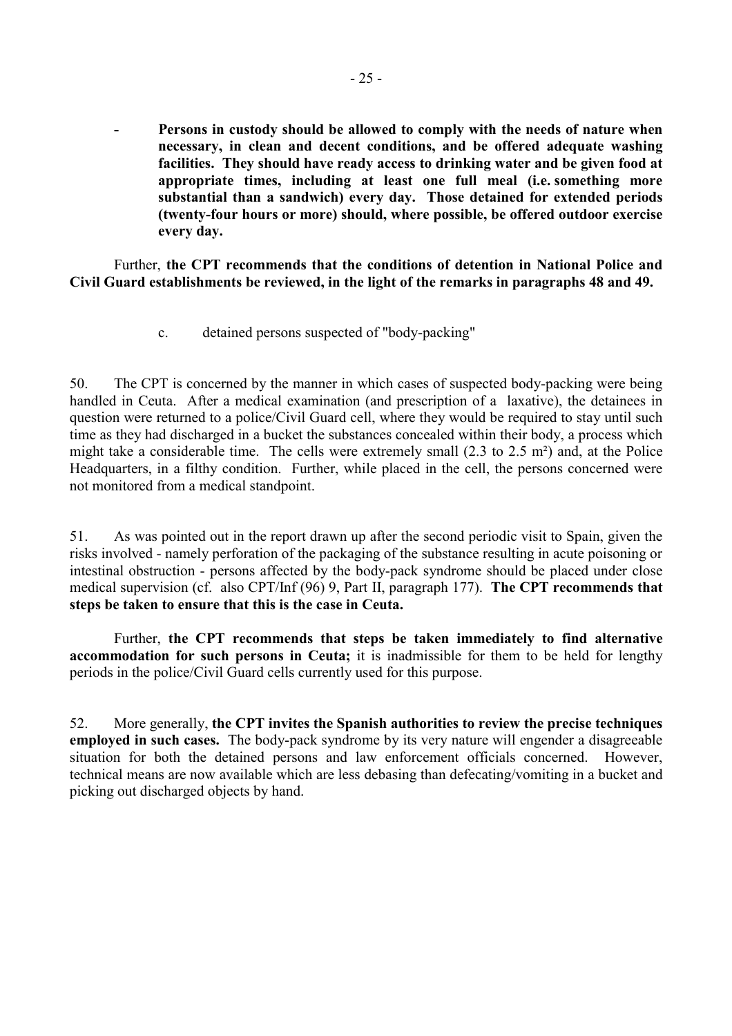- **Persons in custody should be allowed to comply with the needs of nature when necessary, in clean and decent conditions, and be offered adequate washing facilities. They should have ready access to drinking water and be given food at appropriate times, including at least one full meal (i.e. something more substantial than a sandwich) every day. Those detained for extended periods (twenty-four hours or more) should, where possible, be offered outdoor exercise every day.**

Further, **the CPT recommends that the conditions of detention in National Police and Civil Guard establishments be reviewed, in the light of the remarks in paragraphs 48 and 49.**

c. detained persons suspected of "body-packing"

50. The CPT is concerned by the manner in which cases of suspected body-packing were being handled in Ceuta. After a medical examination (and prescription of a laxative), the detainees in question were returned to a police/Civil Guard cell, where they would be required to stay until such time as they had discharged in a bucket the substances concealed within their body, a process which might take a considerable time. The cells were extremely small (2.3 to 2.5 m²) and, at the Police Headquarters, in a filthy condition. Further, while placed in the cell, the persons concerned were not monitored from a medical standpoint.

51. As was pointed out in the report drawn up after the second periodic visit to Spain, given the risks involved - namely perforation of the packaging of the substance resulting in acute poisoning or intestinal obstruction - persons affected by the body-pack syndrome should be placed under close medical supervision (cf. also CPT/Inf (96) 9, Part II, paragraph 177). **The CPT recommends that steps be taken to ensure that this is the case in Ceuta.**

Further, **the CPT recommends that steps be taken immediately to find alternative accommodation for such persons in Ceuta;** it is inadmissible for them to be held for lengthy periods in the police/Civil Guard cells currently used for this purpose.

52. More generally, **the CPT invites the Spanish authorities to review the precise techniques employed in such cases.** The body-pack syndrome by its very nature will engender a disagreeable situation for both the detained persons and law enforcement officials concerned. However, technical means are now available which are less debasing than defecating/vomiting in a bucket and picking out discharged objects by hand.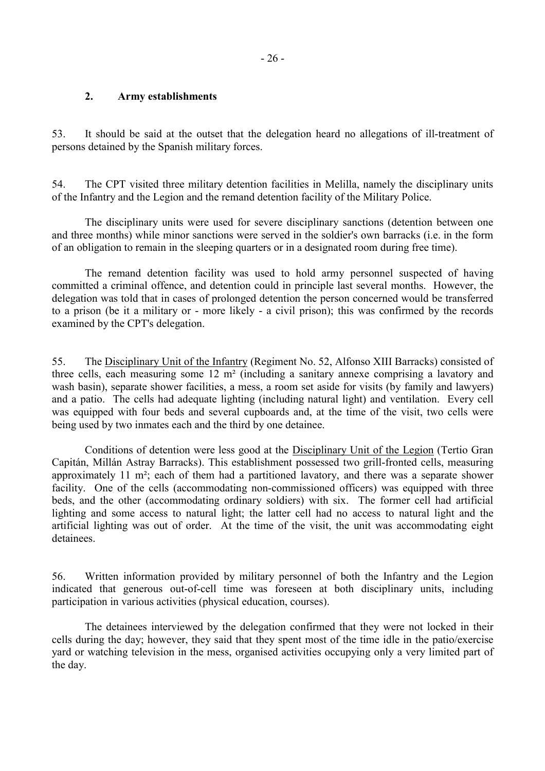### 2. Army establishments

53. It should be said at the outset that the delegation heard no allegations of ill-treatment of persons detained by the Spanish military forces.

54. The CPT visited three military detention facilities in Melilla, namely the disciplinary units of the Infantry and the Legion and the remand detention facility of the Military Police.

The disciplinary units were used for severe disciplinary sanctions (detention between one and three months) while minor sanctions were served in the soldier's own barracks (i.e. in the form of an obligation to remain in the sleeping quarters or in a designated room during free time).

The remand detention facility was used to hold army personnel suspected of having committed a criminal offence, and detention could in principle last several months. However, the delegation was told that in cases of prolonged detention the person concerned would be transferred to a prison (be it a military or - more likely - a civil prison); this was confirmed by the records examined by the CPT's delegation.

55. The Disciplinary Unit of the Infantry (Regiment No. 52, Alfonso XIII Barracks) consisted of three cells, each measuring some 12 m² (including a sanitary annexe comprising a lavatory and wash basin), separate shower facilities, a mess, a room set aside for visits (by family and lawyers) and a patio. The cells had adequate lighting (including natural light) and ventilation. Every cell was equipped with four beds and several cupboards and, at the time of the visit, two cells were being used by two inmates each and the third by one detainee.

Conditions of detention were less good at the Disciplinary Unit of the Legion (Tertio Gran Capitán, Millán Astray Barracks). This establishment possessed two grill-fronted cells, measuring approximately 11 m²; each of them had a partitioned lavatory, and there was a separate shower facility. One of the cells (accommodating non-commissioned officers) was equipped with three beds, and the other (accommodating ordinary soldiers) with six. The former cell had artificial lighting and some access to natural light; the latter cell had no access to natural light and the artificial lighting was out of order. At the time of the visit, the unit was accommodating eight detainees.

56. Written information provided by military personnel of both the Infantry and the Legion indicated that generous out-of-cell time was foreseen at both disciplinary units, including participation in various activities (physical education, courses).

The detainees interviewed by the delegation confirmed that they were not locked in their cells during the day; however, they said that they spent most of the time idle in the patio/exercise yard or watching television in the mess, organised activities occupying only a very limited part of the day.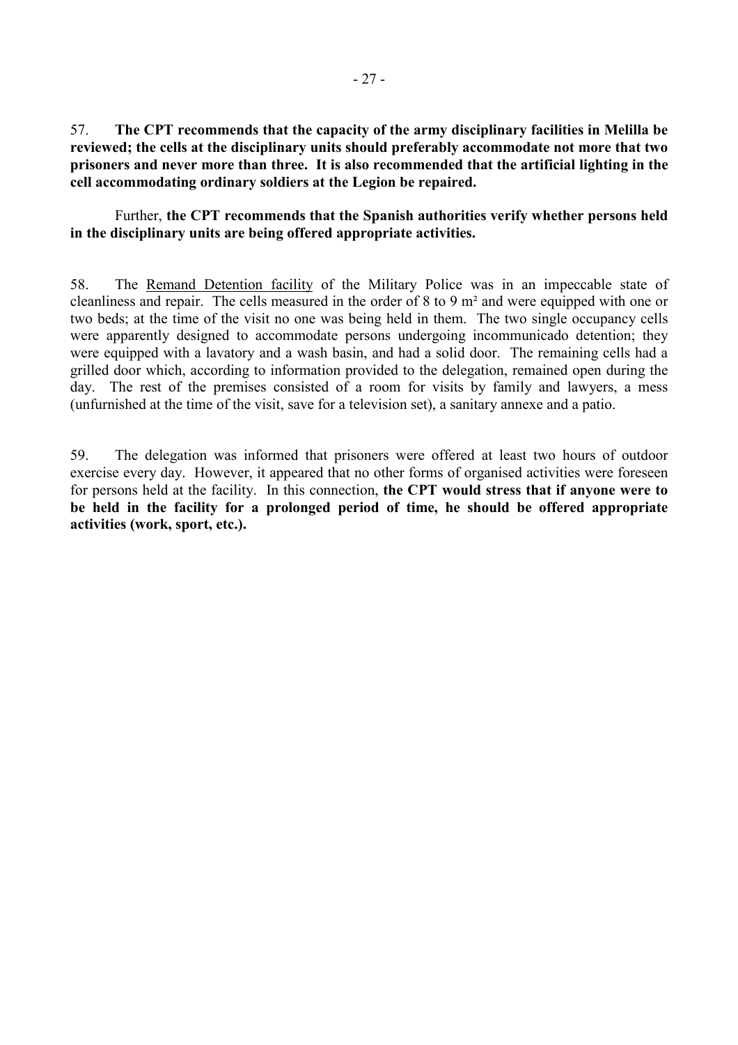57. **The CPT recommends that the capacity of the army disciplinary facilities in Melilla be reviewed; the cells at the disciplinary units should preferably accommodate not more that two prisoners and never more than three. It is also recommended that the artificial lighting in the cell accommodating ordinary soldiers at the Legion be repaired.**

Further, **the CPT recommends that the Spanish authorities verify whether persons held in the disciplinary units are being offered appropriate activities.**

58. The Remand Detention facility of the Military Police was in an impeccable state of cleanliness and repair. The cells measured in the order of 8 to 9 m² and were equipped with one or two beds; at the time of the visit no one was being held in them. The two single occupancy cells were apparently designed to accommodate persons undergoing incommunicado detention; they were equipped with a lavatory and a wash basin, and had a solid door. The remaining cells had a grilled door which, according to information provided to the delegation, remained open during the day. The rest of the premises consisted of a room for visits by family and lawyers, a mess (unfurnished at the time of the visit, save for a television set), a sanitary annexe and a patio.

59. The delegation was informed that prisoners were offered at least two hours of outdoor exercise every day. However, it appeared that no other forms of organised activities were foreseen for persons held at the facility. In this connection, **the CPT would stress that if anyone were to be held in the facility for a prolonged period of time, he should be offered appropriate activities (work, sport, etc.).**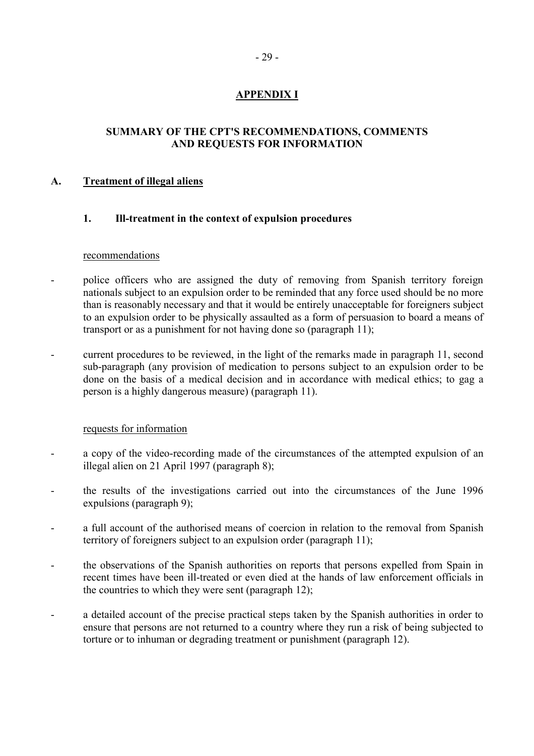# APPENDIX I

## SUMMARY OF THE CPT'S RECOMMENDATIONS, COMMENTS AND REQUESTS FOR INFORMATION

### A. Treatment of illegal aliens

#### 1. Ill-treatment in the context of expulsion procedures

recommendations

- police officers who are assigned the duty of removing from Spanish territory foreign nationals subject to an expulsion order to be reminded that any force used should be no more than is reasonably necessary and that it would be entirely unacceptable for foreigners subject to an expulsion order to be physically assaulted as a form of persuasion to board a means of transport or as a punishment for not having done so (paragraph 11);

- current procedures to be reviewed, in the light of the remarks made in paragraph 11, second sub-paragraph (any provision of medication to persons subject to an expulsion order to be done on the basis of a medical decision and in accordance with medical ethics; to gag a person is a highly dangerous measure) (paragraph 11).

requests for information

- a copy of the video-recording made of the circumstances of the attempted expulsion of an illegal alien on 21 April 1997 (paragraph 8);

- the results of the investigations carried out into the circumstances of the June 1996 expulsions (paragraph 9);

- a full account of the authorised means of coercion in relation to the removal from Spanish territory of foreigners subject to an expulsion order (paragraph 11);

- the observations of the Spanish authorities on reports that persons expelled from Spain in recent times have been ill-treated or even died at the hands of law enforcement officials in the countries to which they were sent (paragraph 12);

- a detailed account of the precise practical steps taken by the Spanish authorities in order to ensure that persons are not returned to a country where they run a risk of being subjected to torture or to inhuman or degrading treatment or punishment (paragraph 12).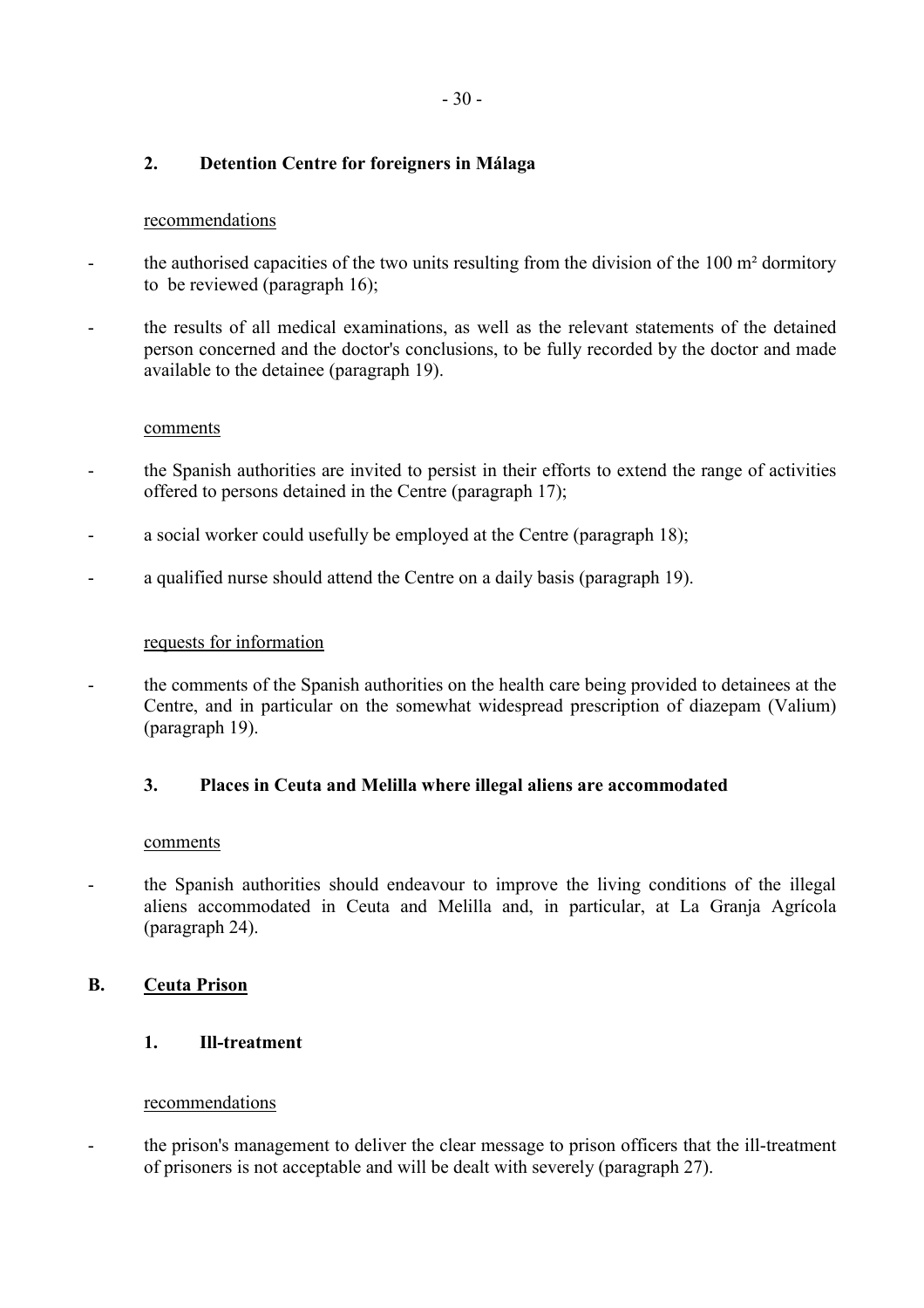### 2. Detention Centre for foreigners in Málaga

recommendations

- the authorised capacities of the two units resulting from the division of the 100 m² dormitory to be reviewed (paragraph 16);
- the results of all medical examinations, as well as the relevant statements of the detained person concerned and the doctor's conclusions, to be fully recorded by the doctor and made available to the detainee (paragraph 19).

comments

- the Spanish authorities are invited to persist in their efforts to extend the range of activities offered to persons detained in the Centre (paragraph 17);
- a social worker could usefully be employed at the Centre (paragraph 18);
- a qualified nurse should attend the Centre on a daily basis (paragraph 19).

requests for information

- the comments of the Spanish authorities on the health care being provided to detainees at the Centre, and in particular on the somewhat widespread prescription of diazepam (Valium) (paragraph 19).

### 3. Places in Ceuta and Melilla where illegal aliens are accommodated

comments

- the Spanish authorities should endeavour to improve the living conditions of the illegal aliens accommodated in Ceuta and Melilla and, in particular, at La Granja Agrícola (paragraph 24).

## B. Ceuta Prison

### 1. Ill-treatment

recommendations

- the prison's management to deliver the clear message to prison officers that the ill-treatment of prisoners is not acceptable and will be dealt with severely (paragraph 27).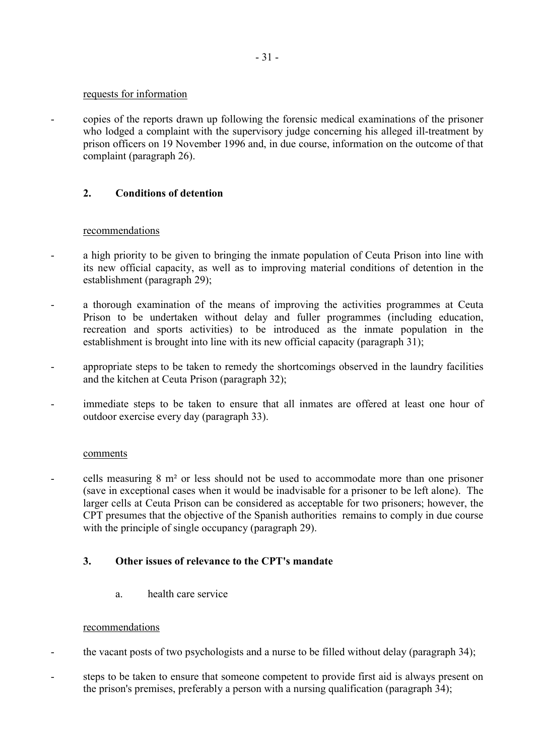requests for information

- copies of the reports drawn up following the forensic medical examinations of the prisoner who lodged a complaint with the supervisory judge concerning his alleged ill-treatment by prison officers on 19 November 1996 and, in due course, information on the outcome of that complaint (paragraph 26).

## 2. Conditions of detention

recommendations

- a high priority to be given to bringing the inmate population of Ceuta Prison into line with its new official capacity, as well as to improving material conditions of detention in the establishment (paragraph 29);
- a thorough examination of the means of improving the activities programmes at Ceuta Prison to be undertaken without delay and fuller programmes (including education, recreation and sports activities) to be introduced as the inmate population in the establishment is brought into line with its new official capacity (paragraph 31);
- appropriate steps to be taken to remedy the shortcomings observed in the laundry facilities and the kitchen at Ceuta Prison (paragraph 32);
- immediate steps to be taken to ensure that all inmates are offered at least one hour of outdoor exercise every day (paragraph 33).

comments

- cells measuring 8 m² or less should not be used to accommodate more than one prisoner (save in exceptional cases when it would be inadvisable for a prisoner to be left alone). The larger cells at Ceuta Prison can be considered as acceptable for two prisoners; however, the CPT presumes that the objective of the Spanish authorities remains to comply in due course with the principle of single occupancy (paragraph 29).

## 3. Other issues of relevance to the CPT's mandate

### a. health care service

recommendations

- the vacant posts of two psychologists and a nurse to be filled without delay (paragraph 34);
- steps to be taken to ensure that someone competent to provide first aid is always present on the prison's premises, preferably a person with a nursing qualification (paragraph 34);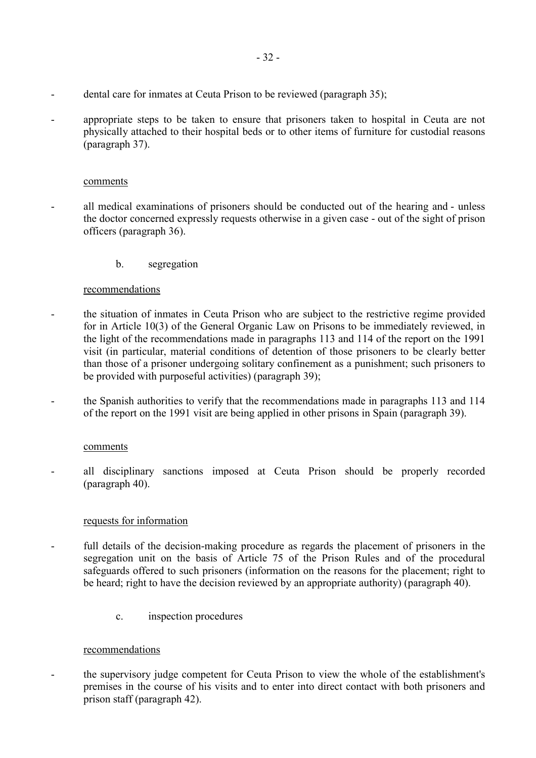- dental care for inmates at Ceuta Prison to be reviewed (paragraph 35);

- appropriate steps to be taken to ensure that prisoners taken to hospital in Ceuta are not physically attached to their hospital beds or to other items of furniture for custodial reasons (paragraph 37).

comments

- all medical examinations of prisoners should be conducted out of the hearing and - unless the doctor concerned expressly requests otherwise in a given case - out of the sight of prison officers (paragraph 36).

b. segregation

recommendations

- the situation of inmates in Ceuta Prison who are subject to the restrictive regime provided for in Article 10(3) of the General Organic Law on Prisons to be immediately reviewed, in the light of the recommendations made in paragraphs 113 and 114 of the report on the 1991 visit (in particular, material conditions of detention of those prisoners to be clearly better than those of a prisoner undergoing solitary confinement as a punishment; such prisoners to be provided with purposeful activities) (paragraph 39);

- the Spanish authorities to verify that the recommendations made in paragraphs 113 and 114 of the report on the 1991 visit are being applied in other prisons in Spain (paragraph 39).

comments

- all disciplinary sanctions imposed at Ceuta Prison should be properly recorded (paragraph 40).

requests for information

- full details of the decision-making procedure as regards the placement of prisoners in the segregation unit on the basis of Article 75 of the Prison Rules and of the procedural safeguards offered to such prisoners (information on the reasons for the placement; right to be heard; right to have the decision reviewed by an appropriate authority) (paragraph 40).

c. inspection procedures

recommendations

- the supervisory judge competent for Ceuta Prison to view the whole of the establishment's premises in the course of his visits and to enter into direct contact with both prisoners and prison staff (paragraph 42).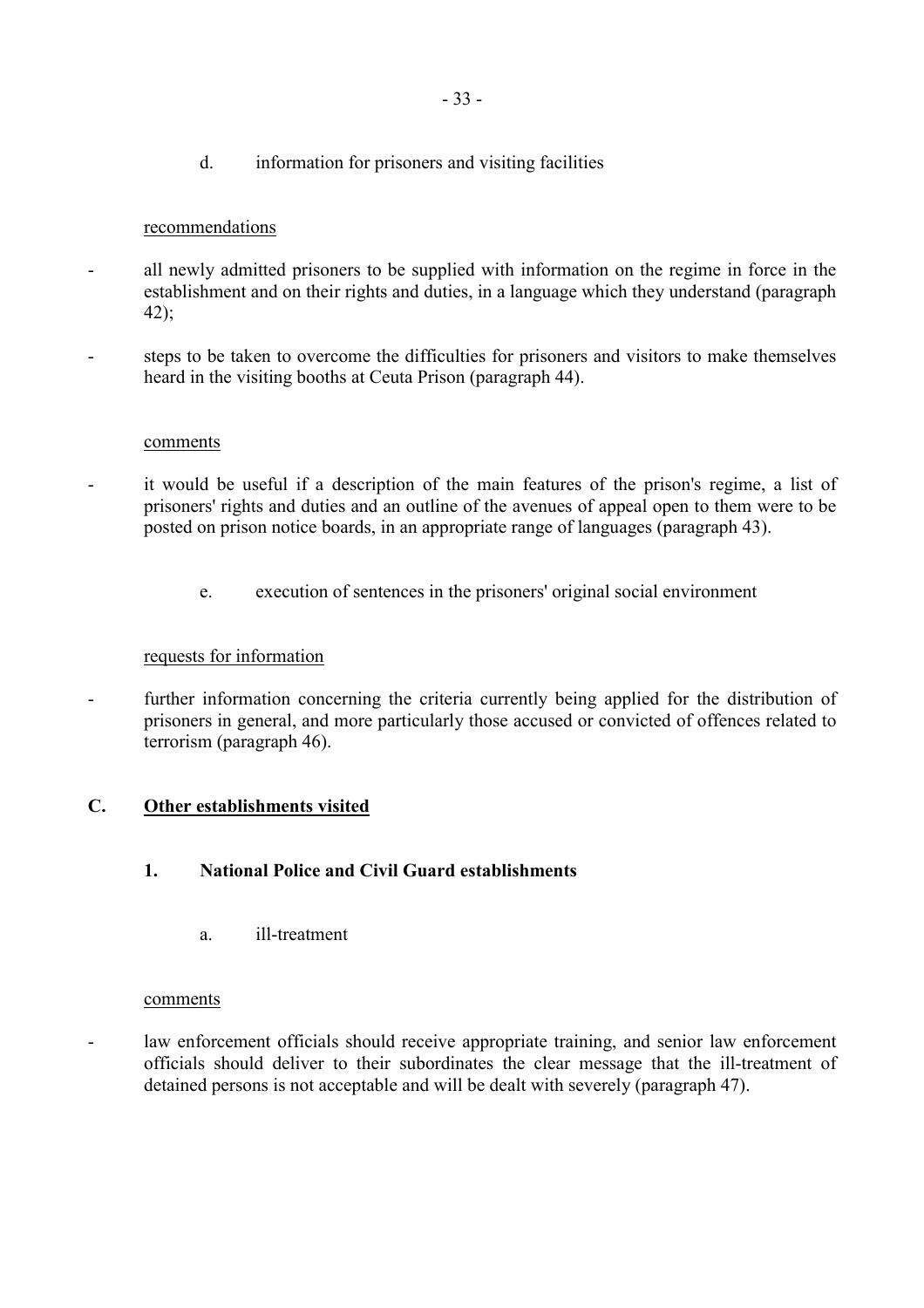d. information for prisoners and visiting facilities

recommendations

- all newly admitted prisoners to be supplied with information on the regime in force in the establishment and on their rights and duties, in a language which they understand (paragraph 42);
- steps to be taken to overcome the difficulties for prisoners and visitors to make themselves heard in the visiting booths at Ceuta Prison (paragraph 44).

comments

- it would be useful if a description of the main features of the prison's regime, a list of prisoners' rights and duties and an outline of the avenues of appeal open to them were to be posted on prison notice boards, in an appropriate range of languages (paragraph 43).

e. execution of sentences in the prisoners' original social environment

requests for information

- further information concerning the criteria currently being applied for the distribution of prisoners in general, and more particularly those accused or convicted of offences related to terrorism (paragraph 46).

## C. Other establishments visited

### 1. National Police and Civil Guard establishments

a. ill-treatment

comments

- law enforcement officials should receive appropriate training, and senior law enforcement officials should deliver to their subordinates the clear message that the ill-treatment of detained persons is not acceptable and will be dealt with severely (paragraph 47).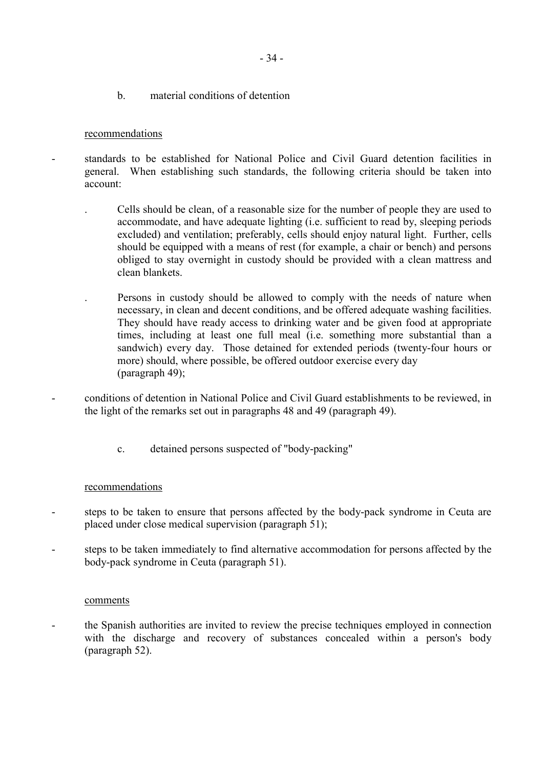b. material conditions of detention

recommendations

- standards to be established for National Police and Civil Guard detention facilities in general. When establishing such standards, the following criteria should be taken into account:

  . Cells should be clean, of a reasonable size for the number of people they are used to accommodate, and have adequate lighting (i.e. sufficient to read by, sleeping periods excluded) and ventilation; preferably, cells should enjoy natural light. Further, cells should be equipped with a means of rest (for example, a chair or bench) and persons obliged to stay overnight in custody should be provided with a clean mattress and clean blankets.

  . Persons in custody should be allowed to comply with the needs of nature when necessary, in clean and decent conditions, and be offered adequate washing facilities. They should have ready access to drinking water and be given food at appropriate times, including at least one full meal (i.e. something more substantial than a sandwich) every day. Those detained for extended periods (twenty-four hours or more) should, where possible, be offered outdoor exercise every day (paragraph 49);

- conditions of detention in National Police and Civil Guard establishments to be reviewed, in the light of the remarks set out in paragraphs 48 and 49 (paragraph 49).

c. detained persons suspected of "body-packing"

recommendations

- steps to be taken to ensure that persons affected by the body-pack syndrome in Ceuta are placed under close medical supervision (paragraph 51);

- steps to be taken immediately to find alternative accommodation for persons affected by the body-pack syndrome in Ceuta (paragraph 51).

comments

- the Spanish authorities are invited to review the precise techniques employed in connection with the discharge and recovery of substances concealed within a person's body (paragraph 52).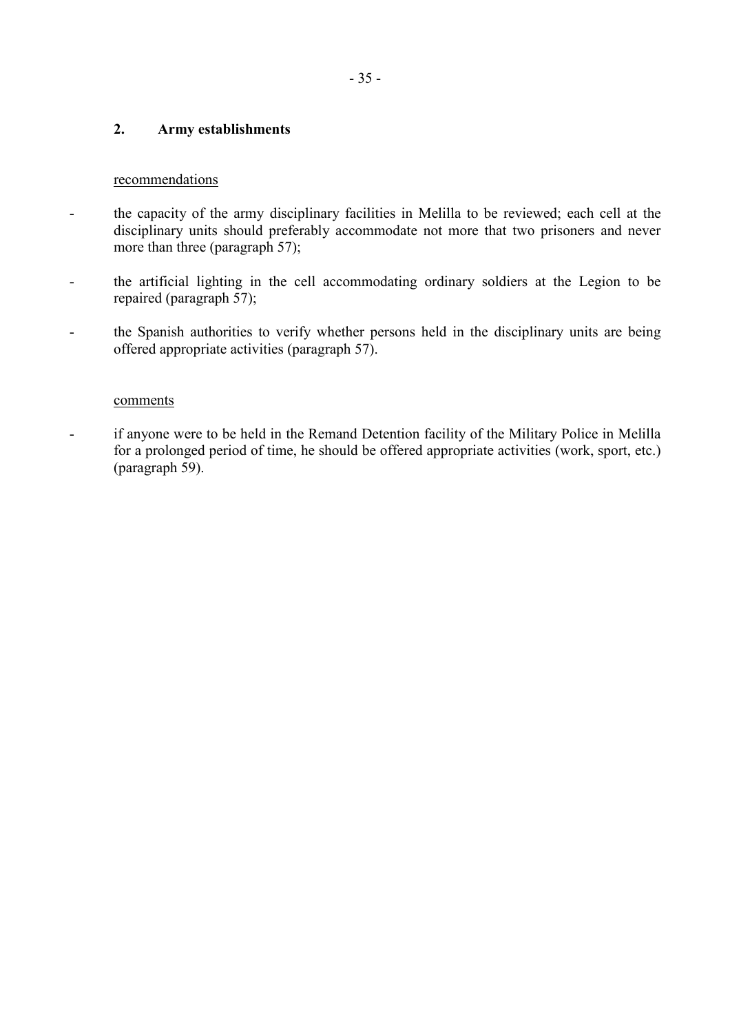## 2. Army establishments

recommendations

- the capacity of the army disciplinary facilities in Melilla to be reviewed; each cell at the disciplinary units should preferably accommodate not more that two prisoners and never more than three (paragraph 57);
- the artificial lighting in the cell accommodating ordinary soldiers at the Legion to be repaired (paragraph 57);
- the Spanish authorities to verify whether persons held in the disciplinary units are being offered appropriate activities (paragraph 57).

comments

- if anyone were to be held in the Remand Detention facility of the Military Police in Melilla for a prolonged period of time, he should be offered appropriate activities (work, sport, etc.) (paragraph 59).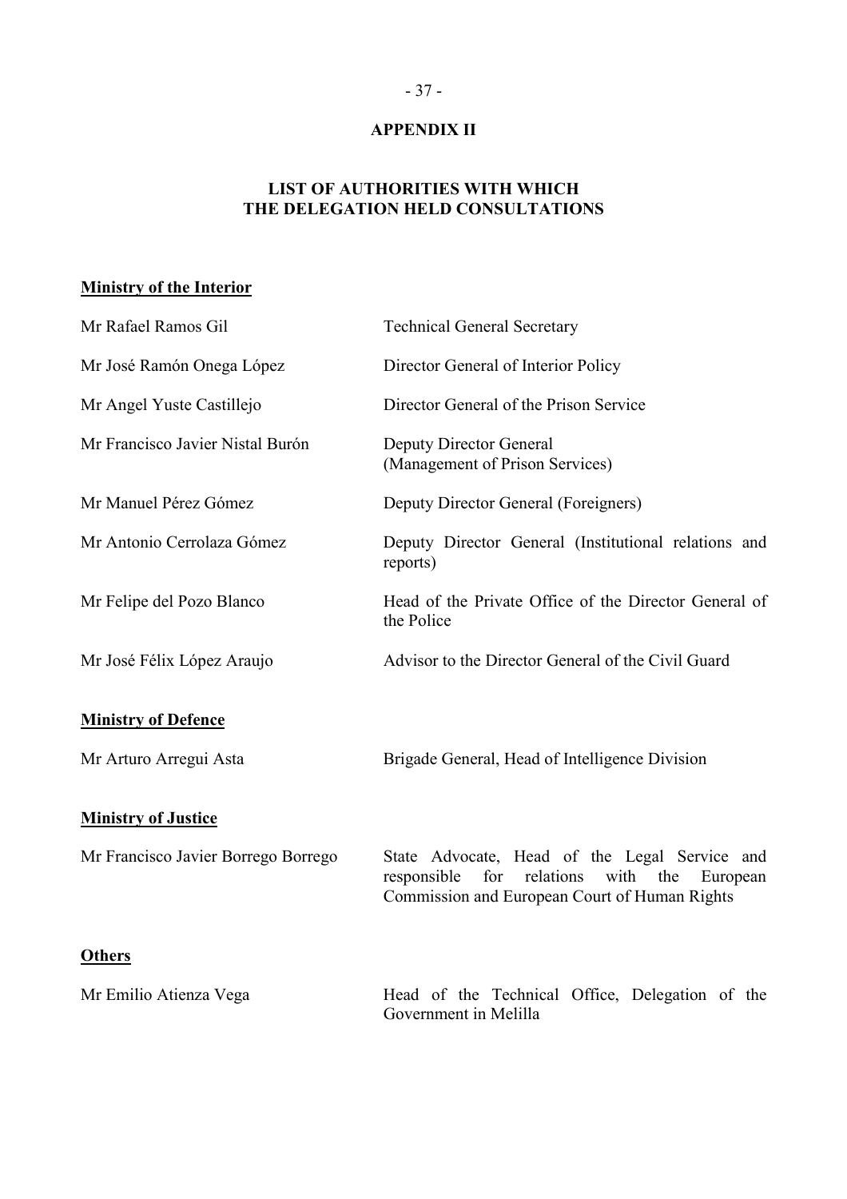## APPENDIX II

## LIST OF AUTHORITIES WITH WHICH THE DELEGATION HELD CONSULTATIONS

### Ministry of the Interior

| | |
|---|---|
| Mr Rafael Ramos Gil | Technical General Secretary |
| Mr José Ramón Onega López | Director General of Interior Policy |
| Mr Angel Yuste Castillejo | Director General of the Prison Service |
| Mr Francisco Javier Nistal Burón | Deputy Director General (Management of Prison Services) |
| Mr Manuel Pérez Gómez | Deputy Director General (Foreigners) |
| Mr Antonio Cerrolaza Gómez | Deputy Director General (Institutional relations and reports) |
| Mr Felipe del Pozo Blanco | Head of the Private Office of the Director General of the Police |
| Mr José Félix López Araujo | Advisor to the Director General of the Civil Guard |

### Ministry of Defence

| | |
|---|---|
| Mr Arturo Arregui Asta | Brigade General, Head of Intelligence Division |

### Ministry of Justice

| | |
|---|---|
| Mr Francisco Javier Borrego Borrego | State Advocate, Head of the Legal Service and responsible for relations with the European Commission and European Court of Human Rights |

### Others

| | |
|---|---|
| Mr Emilio Atienza Vega | Head of the Technical Office, Delegation of the Government in Melilla |